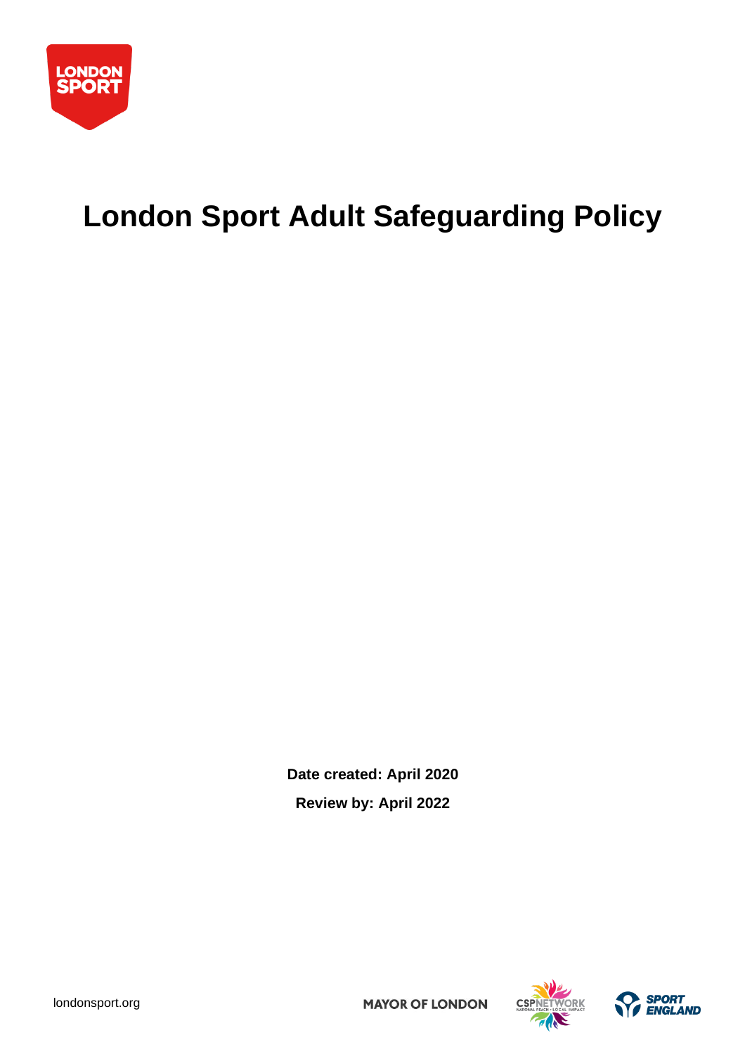# London Sport Adult Safeguarding Policy

**Date created: April 2020**

**Review by: April 2022**

londonsport.org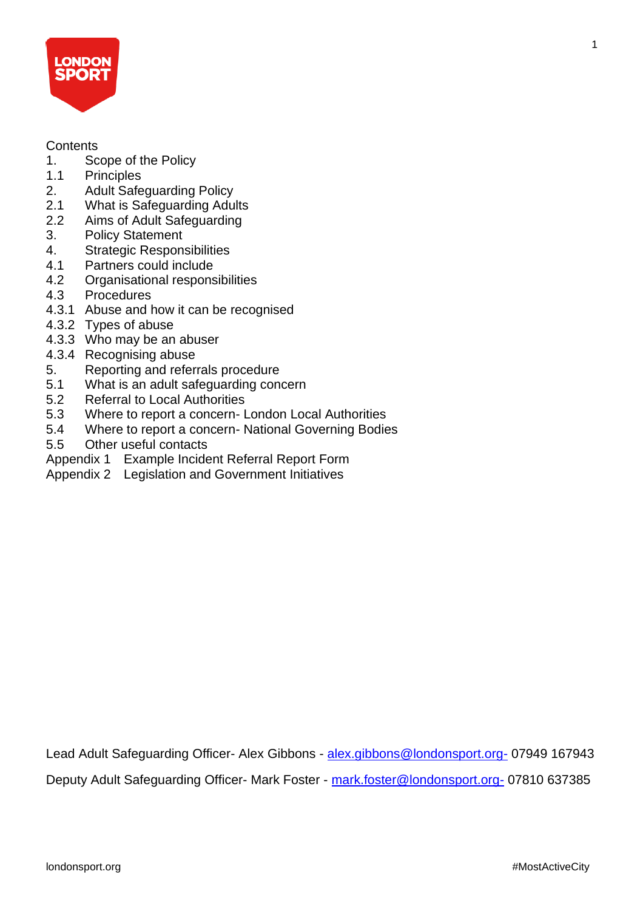Contents

1. Scope of the Policy
1.1 Principles
2. Adult Safeguarding Policy
2.1 What is Safeguarding Adults
2.2 Aims of Adult Safeguarding
3. Policy Statement
4. Strategic Responsibilities
4.1 Partners could include
4.2 Organisational responsibilities
4.3 Procedures
4.3.1 Abuse and how it can be recognised
4.3.2 Types of abuse
4.3.3 Who may be an abuser
4.3.4 Recognising abuse
5. Reporting and referrals procedure
5.1 What is an adult safeguarding concern
5.2 Referral to Local Authorities
5.3 Where to report a concern- London Local Authorities
5.4 Where to report a concern- National Governing Bodies
5.5 Other useful contacts

Appendix 1 Example Incident Referral Report Form
Appendix 2 Legislation and Government Initiatives

Lead Adult Safeguarding Officer- Alex Gibbons - alex.gibbons@londonsport.org- 07949 167943

Deputy Adult Safeguarding Officer- Mark Foster - mark.foster@londonsport.org- 07810 637385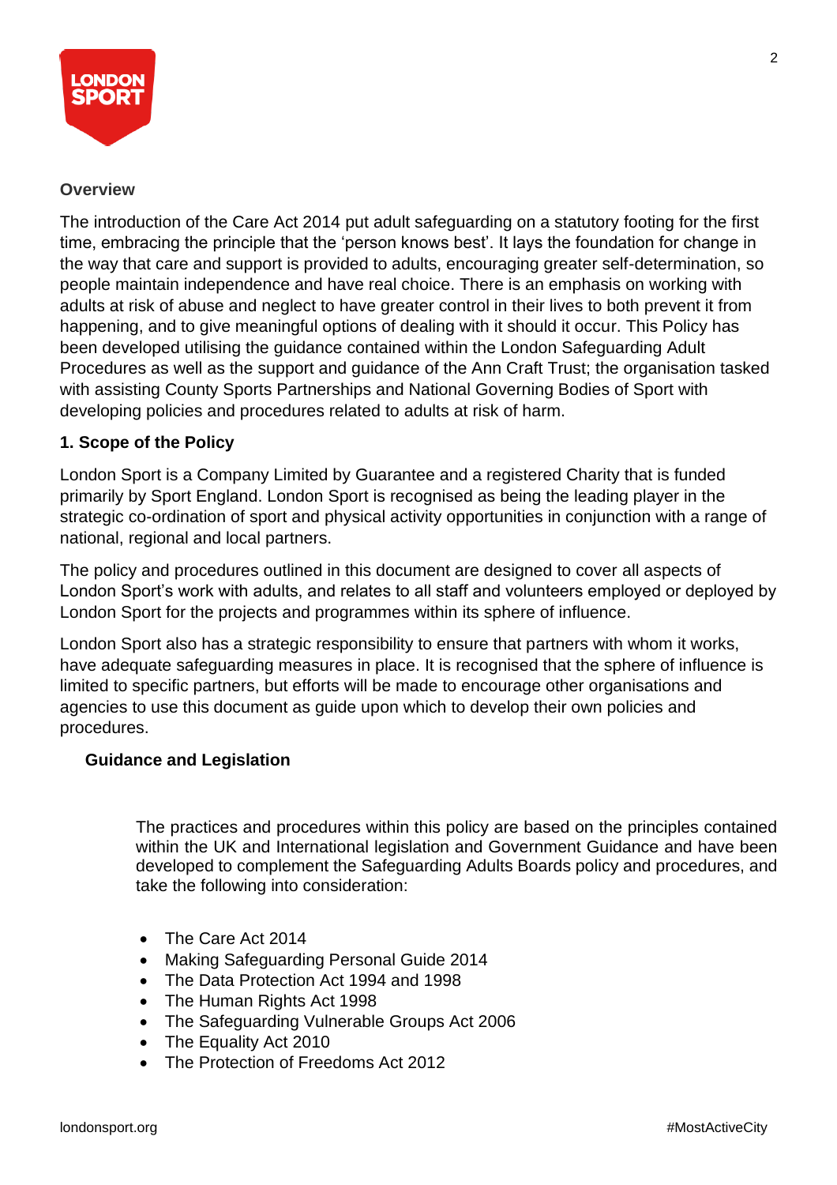## Overview

The introduction of the Care Act 2014 put adult safeguarding on a statutory footing for the first time, embracing the principle that the 'person knows best'. It lays the foundation for change in the way that care and support is provided to adults, encouraging greater self-determination, so people maintain independence and have real choice. There is an emphasis on working with adults at risk of abuse and neglect to have greater control in their lives to both prevent it from happening, and to give meaningful options of dealing with it should it occur. This Policy has been developed utilising the guidance contained within the London Safeguarding Adult Procedures as well as the support and guidance of the Ann Craft Trust; the organisation tasked with assisting County Sports Partnerships and National Governing Bodies of Sport with developing policies and procedures related to adults at risk of harm.

## 1. Scope of the Policy

London Sport is a Company Limited by Guarantee and a registered Charity that is funded primarily by Sport England. London Sport is recognised as being the leading player in the strategic co-ordination of sport and physical activity opportunities in conjunction with a range of national, regional and local partners.

The policy and procedures outlined in this document are designed to cover all aspects of London Sport's work with adults, and relates to all staff and volunteers employed or deployed by London Sport for the projects and programmes within its sphere of influence.

London Sport also has a strategic responsibility to ensure that partners with whom it works, have adequate safeguarding measures in place. It is recognised that the sphere of influence is limited to specific partners, but efforts will be made to encourage other organisations and agencies to use this document as guide upon which to develop their own policies and procedures.

### Guidance and Legislation

The practices and procedures within this policy are based on the principles contained within the UK and International legislation and Government Guidance and have been developed to complement the Safeguarding Adults Boards policy and procedures, and take the following into consideration:

- The Care Act 2014
- Making Safeguarding Personal Guide 2014
- The Data Protection Act 1994 and 1998
- The Human Rights Act 1998
- The Safeguarding Vulnerable Groups Act 2006
- The Equality Act 2010
- The Protection of Freedoms Act 2012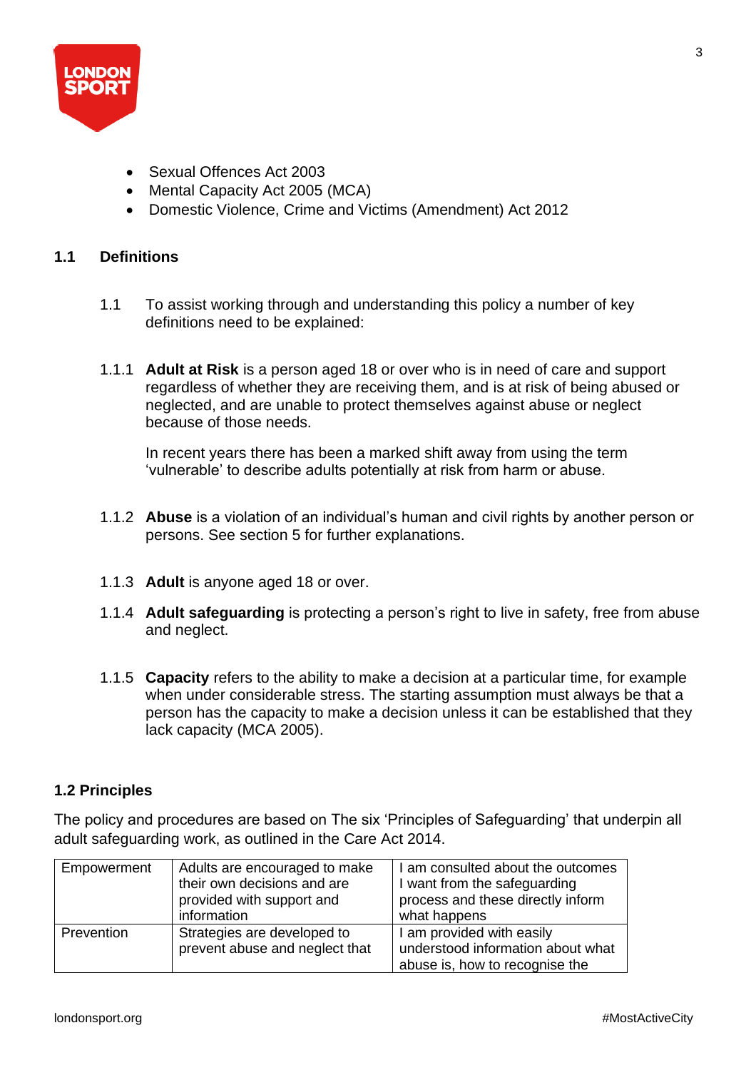- Sexual Offences Act 2003
- Mental Capacity Act 2005 (MCA)
- Domestic Violence, Crime and Victims (Amendment) Act 2012

## 1.1 Definitions

1.1 To assist working through and understanding this policy a number of key definitions need to be explained:

1.1.1 **Adult at Risk** is a person aged 18 or over who is in need of care and support regardless of whether they are receiving them, and is at risk of being abused or neglected, and are unable to protect themselves against abuse or neglect because of those needs.

In recent years there has been a marked shift away from using the term 'vulnerable' to describe adults potentially at risk from harm or abuse.

1.1.2 **Abuse** is a violation of an individual's human and civil rights by another person or persons. See section 5 for further explanations.

1.1.3 **Adult** is anyone aged 18 or over.

1.1.4 **Adult safeguarding** is protecting a person's right to live in safety, free from abuse and neglect.

1.1.5 **Capacity** refers to the ability to make a decision at a particular time, for example when under considerable stress. The starting assumption must always be that a person has the capacity to make a decision unless it can be established that they lack capacity (MCA 2005).

## 1.2 Principles

The policy and procedures are based on The six 'Principles of Safeguarding' that underpin all adult safeguarding work, as outlined in the Care Act 2014.

| Empowerment | Adults are encouraged to make their own decisions and are provided with support and information | I am consulted about the outcomes I want from the safeguarding process and these directly inform what happens |
|---|---|---|
| Prevention | Strategies are developed to prevent abuse and neglect that | I am provided with easily understood information about what abuse is, how to recognise the |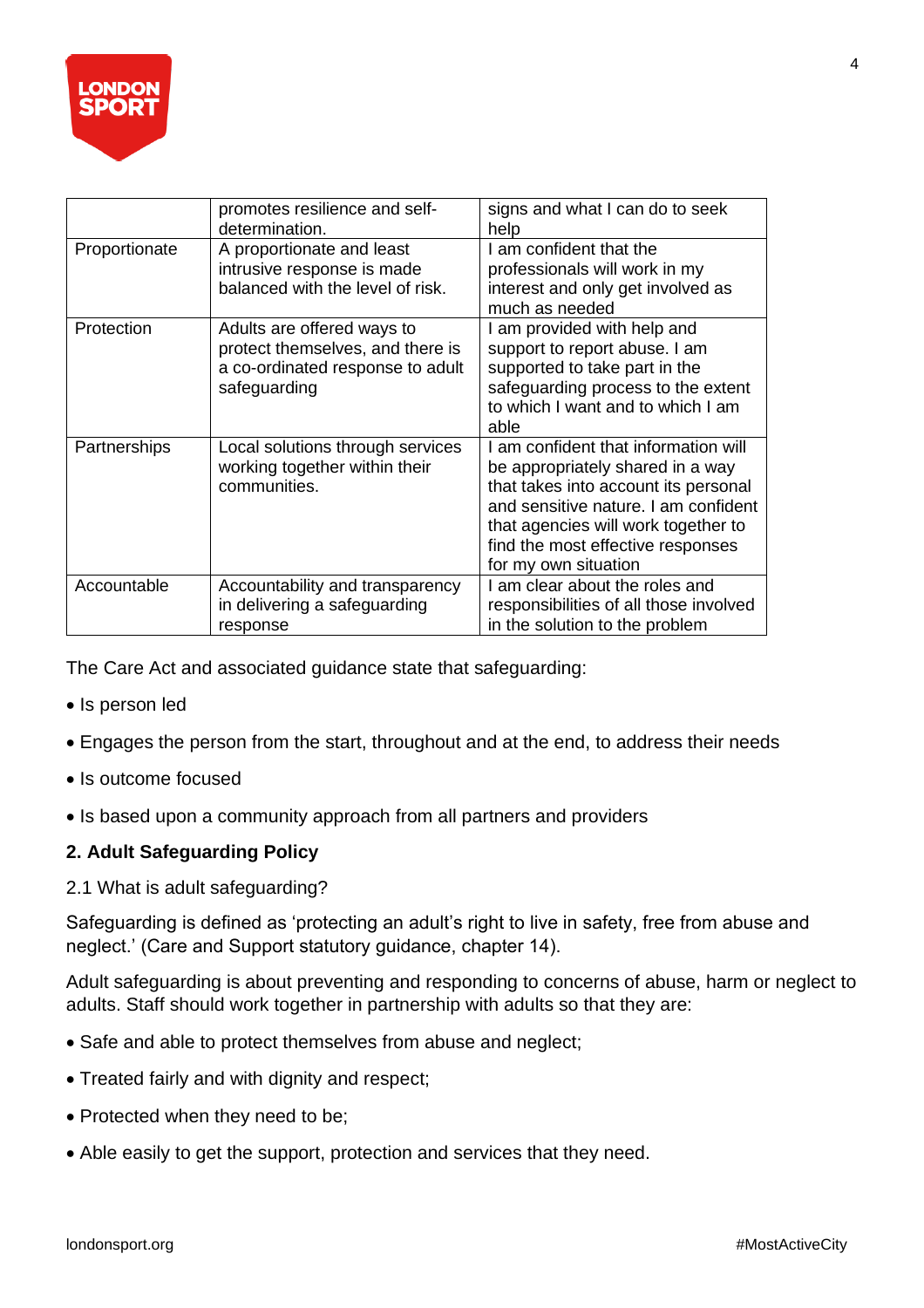| | | |
|---|---|---|
| | promotes resilience and self-determination. | signs and what I can do to seek help |
| Proportionate | A proportionate and least intrusive response is made balanced with the level of risk. | I am confident that the professionals will work in my interest and only get involved as much as needed |
| Protection | Adults are offered ways to protect themselves, and there is a co-ordinated response to adult safeguarding | I am provided with help and support to report abuse. I am supported to take part in the safeguarding process to the extent to which I want and to which I am able |
| Partnerships | Local solutions through services working together within their communities. | I am confident that information will be appropriately shared in a way that takes into account its personal and sensitive nature. I am confident that agencies will work together to find the most effective responses for my own situation |
| Accountable | Accountability and transparency in delivering a safeguarding response | I am clear about the roles and responsibilities of all those involved in the solution to the problem |

The Care Act and associated guidance state that safeguarding:

- Is person led
- Engages the person from the start, throughout and at the end, to address their needs
- Is outcome focused
- Is based upon a community approach from all partners and providers

## 2. Adult Safeguarding Policy

2.1 What is adult safeguarding?

Safeguarding is defined as 'protecting an adult's right to live in safety, free from abuse and neglect.' (Care and Support statutory guidance, chapter 14).

Adult safeguarding is about preventing and responding to concerns of abuse, harm or neglect to adults. Staff should work together in partnership with adults so that they are:

- Safe and able to protect themselves from abuse and neglect;
- Treated fairly and with dignity and respect;
- Protected when they need to be;
- Able easily to get the support, protection and services that they need.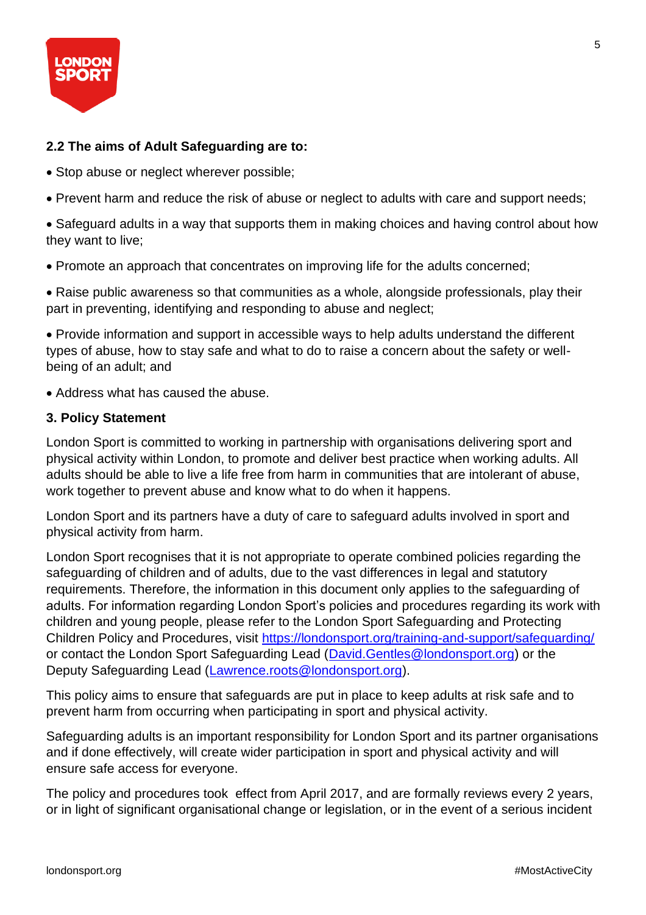### 2.2 The aims of Adult Safeguarding are to:

- Stop abuse or neglect wherever possible;
- Prevent harm and reduce the risk of abuse or neglect to adults with care and support needs;
- Safeguard adults in a way that supports them in making choices and having control about how they want to live;
- Promote an approach that concentrates on improving life for the adults concerned;
- Raise public awareness so that communities as a whole, alongside professionals, play their part in preventing, identifying and responding to abuse and neglect;
- Provide information and support in accessible ways to help adults understand the different types of abuse, how to stay safe and what to do to raise a concern about the safety or well-being of an adult; and
- Address what has caused the abuse.

## 3. Policy Statement

London Sport is committed to working in partnership with organisations delivering sport and physical activity within London, to promote and deliver best practice when working adults. All adults should be able to live a life free from harm in communities that are intolerant of abuse, work together to prevent abuse and know what to do when it happens.

London Sport and its partners have a duty of care to safeguard adults involved in sport and physical activity from harm.

London Sport recognises that it is not appropriate to operate combined policies regarding the safeguarding of children and of adults, due to the vast differences in legal and statutory requirements. Therefore, the information in this document only applies to the safeguarding of adults. For information regarding London Sport's policies and procedures regarding its work with children and young people, please refer to the London Sport Safeguarding and Protecting Children Policy and Procedures, visit [https://londonsport.org/training-and-support/safeguarding/](https://londonsport.org/training-and-support/safeguarding/) or contact the London Sport Safeguarding Lead ([David.Gentles@londonsport.org](mailto:David.Gentles@londonsport.org)) or the Deputy Safeguarding Lead ([Lawrence.roots@londonsport.org](mailto:Lawrence.roots@londonsport.org)).

This policy aims to ensure that safeguards are put in place to keep adults at risk safe and to prevent harm from occurring when participating in sport and physical activity.

Safeguarding adults is an important responsibility for London Sport and its partner organisations and if done effectively, will create wider participation in sport and physical activity and will ensure safe access for everyone.

The policy and procedures took effect from April 2017, and are formally reviews every 2 years, or in light of significant organisational change or legislation, or in the event of a serious incident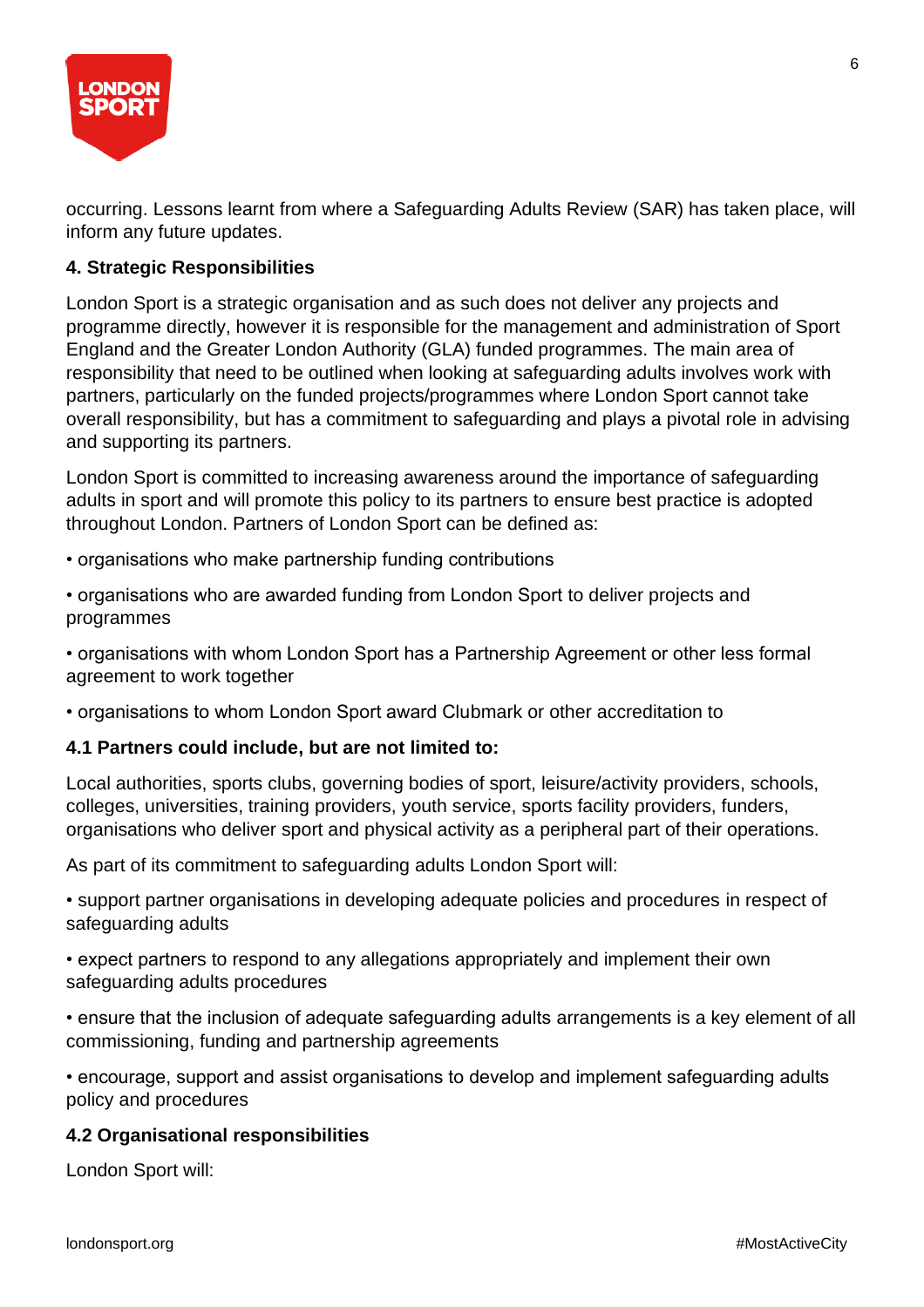occurring. Lessons learnt from where a Safeguarding Adults Review (SAR) has taken place, will inform any future updates.

## 4. Strategic Responsibilities

London Sport is a strategic organisation and as such does not deliver any projects and programme directly, however it is responsible for the management and administration of Sport England and the Greater London Authority (GLA) funded programmes. The main area of responsibility that need to be outlined when looking at safeguarding adults involves work with partners, particularly on the funded projects/programmes where London Sport cannot take overall responsibility, but has a commitment to safeguarding and plays a pivotal role in advising and supporting its partners.

London Sport is committed to increasing awareness around the importance of safeguarding adults in sport and will promote this policy to its partners to ensure best practice is adopted throughout London. Partners of London Sport can be defined as:

- organisations who make partnership funding contributions
- organisations who are awarded funding from London Sport to deliver projects and programmes
- organisations with whom London Sport has a Partnership Agreement or other less formal agreement to work together
- organisations to whom London Sport award Clubmark or other accreditation to

### 4.1 Partners could include, but are not limited to:

Local authorities, sports clubs, governing bodies of sport, leisure/activity providers, schools, colleges, universities, training providers, youth service, sports facility providers, funders, organisations who deliver sport and physical activity as a peripheral part of their operations.

As part of its commitment to safeguarding adults London Sport will:

- support partner organisations in developing adequate policies and procedures in respect of safeguarding adults
- expect partners to respond to any allegations appropriately and implement their own safeguarding adults procedures
- ensure that the inclusion of adequate safeguarding adults arrangements is a key element of all commissioning, funding and partnership agreements
- encourage, support and assist organisations to develop and implement safeguarding adults policy and procedures

### 4.2 Organisational responsibilities

London Sport will: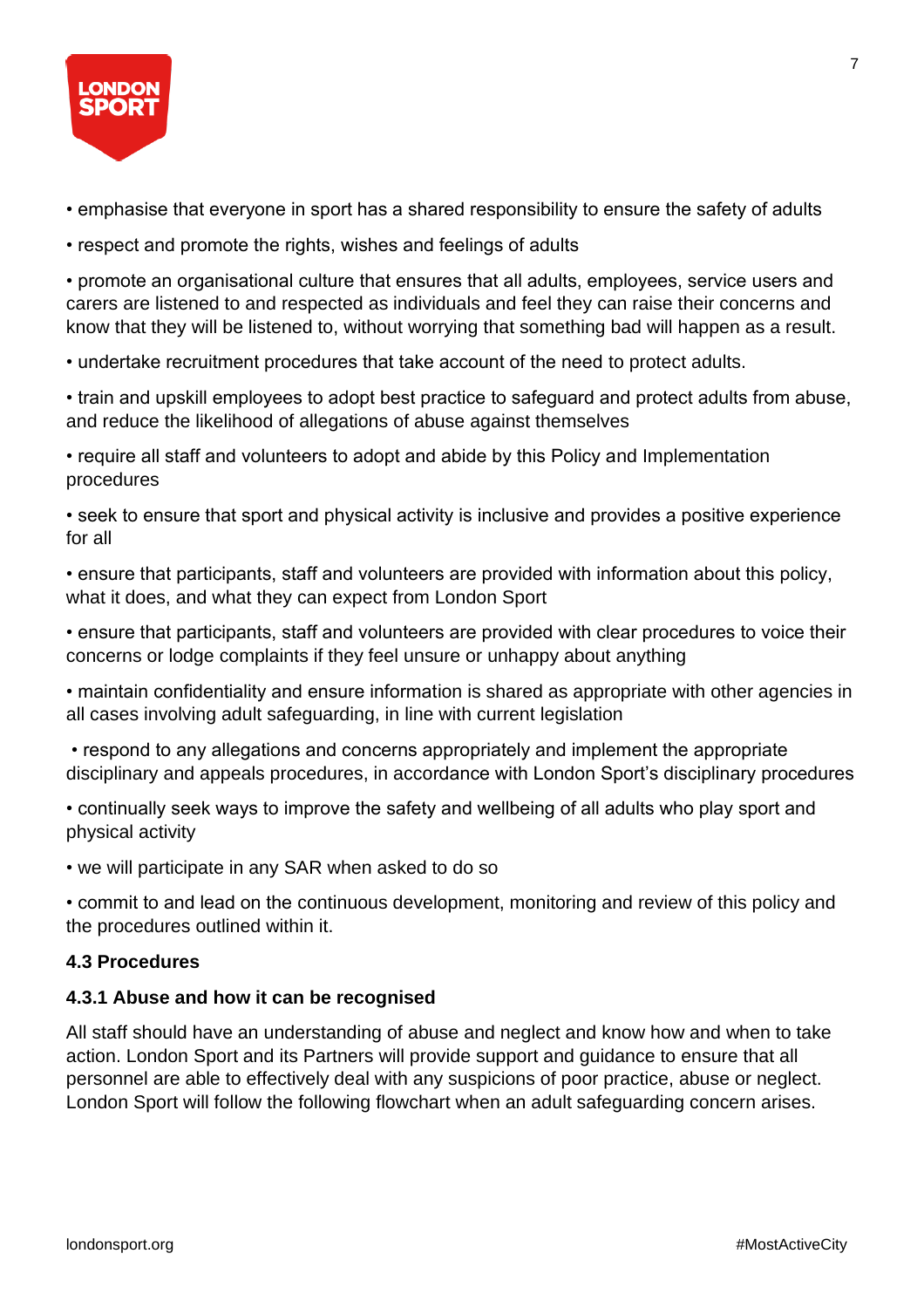- emphasise that everyone in sport has a shared responsibility to ensure the safety of adults
- respect and promote the rights, wishes and feelings of adults
- promote an organisational culture that ensures that all adults, employees, service users and carers are listened to and respected as individuals and feel they can raise their concerns and know that they will be listened to, without worrying that something bad will happen as a result.
- undertake recruitment procedures that take account of the need to protect adults.
- train and upskill employees to adopt best practice to safeguard and protect adults from abuse, and reduce the likelihood of allegations of abuse against themselves
- require all staff and volunteers to adopt and abide by this Policy and Implementation procedures
- seek to ensure that sport and physical activity is inclusive and provides a positive experience for all
- ensure that participants, staff and volunteers are provided with information about this policy, what it does, and what they can expect from London Sport
- ensure that participants, staff and volunteers are provided with clear procedures to voice their concerns or lodge complaints if they feel unsure or unhappy about anything
- maintain confidentiality and ensure information is shared as appropriate with other agencies in all cases involving adult safeguarding, in line with current legislation
- respond to any allegations and concerns appropriately and implement the appropriate disciplinary and appeals procedures, in accordance with London Sport's disciplinary procedures
- continually seek ways to improve the safety and wellbeing of all adults who play sport and physical activity
- we will participate in any SAR when asked to do so
- commit to and lead on the continuous development, monitoring and review of this policy and the procedures outlined within it.

### 4.3 Procedures

#### 4.3.1 Abuse and how it can be recognised

All staff should have an understanding of abuse and neglect and know how and when to take action. London Sport and its Partners will provide support and guidance to ensure that all personnel are able to effectively deal with any suspicions of poor practice, abuse or neglect. London Sport will follow the following flowchart when an adult safeguarding concern arises.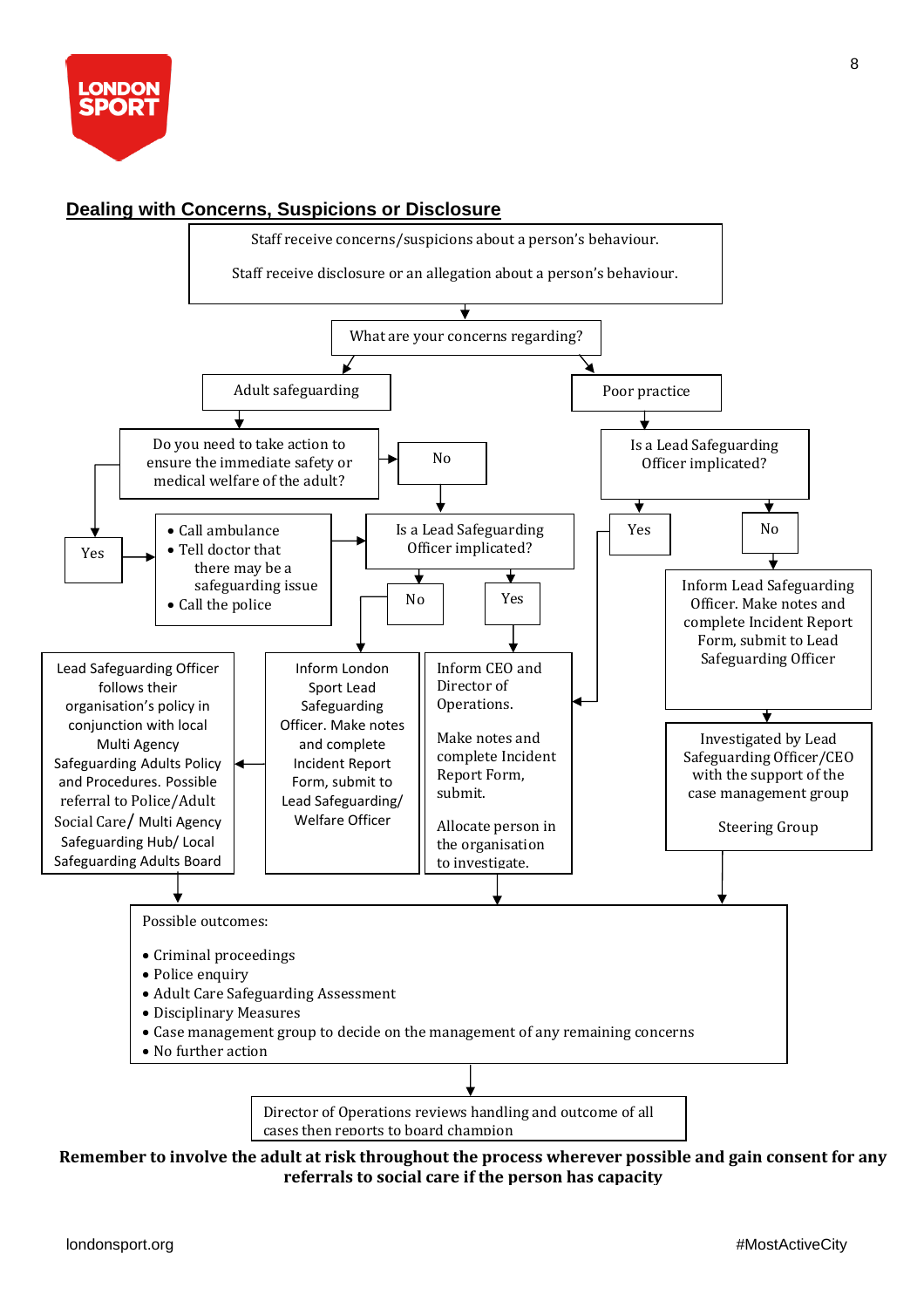## Dealing with Concerns, Suspicions or Disclosure

Staff receive concerns/suspicions about a person's behaviour.

Staff receive disclosure or an allegation about a person's behaviour.

What are your concerns regarding?

Adult safeguarding

Poor practice

Do you need to take action to ensure the immediate safety or medical welfare of the adult?

No

Is a Lead Safeguarding Officer implicated?

Yes

- Call ambulance
- Tell doctor that there may be a safeguarding issue
- Call the police

Is a Lead Safeguarding Officer implicated?

Yes

No

No

Yes

Inform Lead Safeguarding Officer. Make notes and complete Incident Report Form, submit to Lead Safeguarding Officer

Lead Safeguarding Officer follows their organisation's policy in conjunction with local Multi Agency Safeguarding Adults Policy and Procedures. Possible referral to Police/Adult Social Care/ Multi Agency Safeguarding Hub/ Local Safeguarding Adults Board

Inform London Sport Lead Safeguarding Officer. Make notes and complete Incident Report Form, submit to Lead Safeguarding/ Welfare Officer

Inform CEO and Director of Operations.

Make notes and complete Incident Report Form, submit.

Allocate person in the organisation to investigate.

Investigated by Lead Safeguarding Officer/CEO with the support of the case management group

Steering Group

Possible outcomes:

- Criminal proceedings
- Police enquiry
- Adult Care Safeguarding Assessment
- Disciplinary Measures
- Case management group to decide on the management of any remaining concerns
- No further action

Director of Operations reviews handling and outcome of all cases then reports to board champion

**Remember to involve the adult at risk throughout the process wherever possible and gain consent for any referrals to social care if the person has capacity**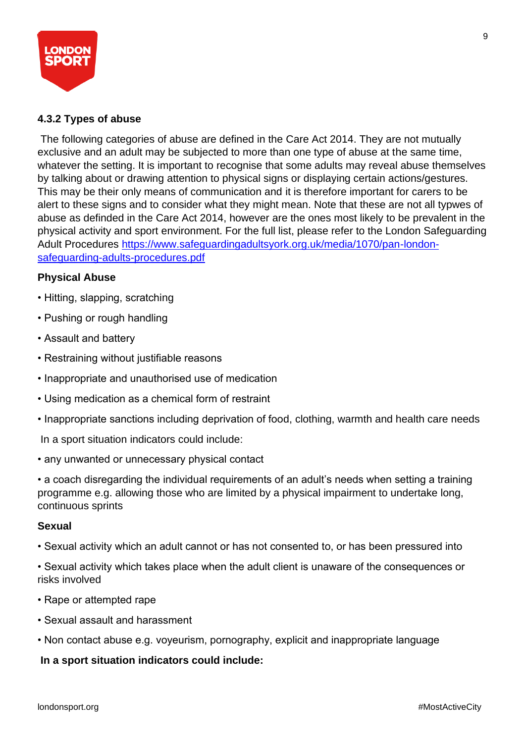### 4.3.2 Types of abuse

The following categories of abuse are defined in the Care Act 2014. They are not mutually exclusive and an adult may be subjected to more than one type of abuse at the same time, whatever the setting. It is important to recognise that some adults may reveal abuse themselves by talking about or drawing attention to physical signs or displaying certain actions/gestures. This may be their only means of communication and it is therefore important for carers to be alert to these signs and to consider what they might mean. Note that these are not all typwes of abuse as definded in the Care Act 2014, however are the ones most likely to be prevalent in the physical activity and sport environment. For the full list, please refer to the London Safeguarding Adult Procedures [https://www.safeguardingadultsyork.org.uk/media/1070/pan-london-safeguarding-adults-procedures.pdf](https://www.safeguardingadultsyork.org.uk/media/1070/pan-london-safeguarding-adults-procedures.pdf)

**Physical Abuse**

- Hitting, slapping, scratching
- Pushing or rough handling
- Assault and battery
- Restraining without justifiable reasons
- Inappropriate and unauthorised use of medication
- Using medication as a chemical form of restraint
- Inappropriate sanctions including deprivation of food, clothing, warmth and health care needs

In a sport situation indicators could include:

- any unwanted or unnecessary physical contact
- a coach disregarding the individual requirements of an adult's needs when setting a training programme e.g. allowing those who are limited by a physical impairment to undertake long, continuous sprints

**Sexual**

- Sexual activity which an adult cannot or has not consented to, or has been pressured into
- Sexual activity which takes place when the adult client is unaware of the consequences or risks involved
- Rape or attempted rape
- Sexual assault and harassment
- Non contact abuse e.g. voyeurism, pornography, explicit and inappropriate language

**In a sport situation indicators could include:**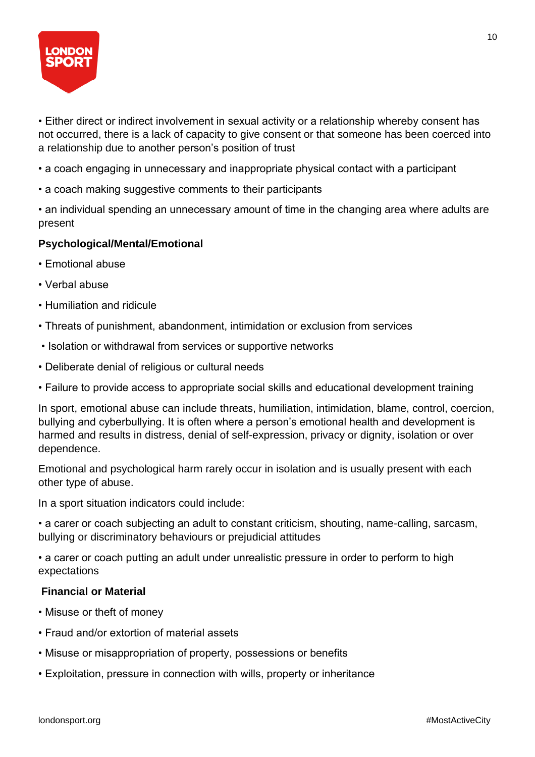- Either direct or indirect involvement in sexual activity or a relationship whereby consent has not occurred, there is a lack of capacity to give consent or that someone has been coerced into a relationship due to another person's position of trust
- a coach engaging in unnecessary and inappropriate physical contact with a participant
- a coach making suggestive comments to their participants
- an individual spending an unnecessary amount of time in the changing area where adults are present

**Psychological/Mental/Emotional**

- Emotional abuse
- Verbal abuse
- Humiliation and ridicule
- Threats of punishment, abandonment, intimidation or exclusion from services
- Isolation or withdrawal from services or supportive networks
- Deliberate denial of religious or cultural needs
- Failure to provide access to appropriate social skills and educational development training

In sport, emotional abuse can include threats, humiliation, intimidation, blame, control, coercion, bullying and cyberbullying. It is often where a person's emotional health and development is harmed and results in distress, denial of self-expression, privacy or dignity, isolation or over dependence.

Emotional and psychological harm rarely occur in isolation and is usually present with each other type of abuse.

In a sport situation indicators could include:

- a carer or coach subjecting an adult to constant criticism, shouting, name-calling, sarcasm, bullying or discriminatory behaviours or prejudicial attitudes
- a carer or coach putting an adult under unrealistic pressure in order to perform to high expectations

**Financial or Material**

- Misuse or theft of money
- Fraud and/or extortion of material assets
- Misuse or misappropriation of property, possessions or benefits
- Exploitation, pressure in connection with wills, property or inheritance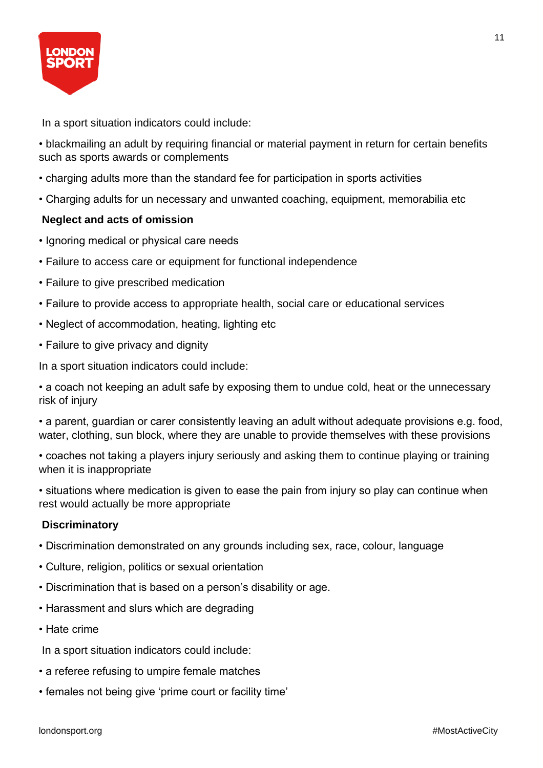In a sport situation indicators could include:

- blackmailing an adult by requiring financial or material payment in return for certain benefits such as sports awards or complements
- charging adults more than the standard fee for participation in sports activities
- Charging adults for un necessary and unwanted coaching, equipment, memorabilia etc

**Neglect and acts of omission**

- Ignoring medical or physical care needs
- Failure to access care or equipment for functional independence
- Failure to give prescribed medication
- Failure to provide access to appropriate health, social care or educational services
- Neglect of accommodation, heating, lighting etc
- Failure to give privacy and dignity

In a sport situation indicators could include:

- a coach not keeping an adult safe by exposing them to undue cold, heat or the unnecessary risk of injury
- a parent, guardian or carer consistently leaving an adult without adequate provisions e.g. food, water, clothing, sun block, where they are unable to provide themselves with these provisions
- coaches not taking a players injury seriously and asking them to continue playing or training when it is inappropriate
- situations where medication is given to ease the pain from injury so play can continue when rest would actually be more appropriate

**Discriminatory**

- Discrimination demonstrated on any grounds including sex, race, colour, language
- Culture, religion, politics or sexual orientation
- Discrimination that is based on a person's disability or age.
- Harassment and slurs which are degrading
- Hate crime

In a sport situation indicators could include:

- a referee refusing to umpire female matches
- females not being give 'prime court or facility time'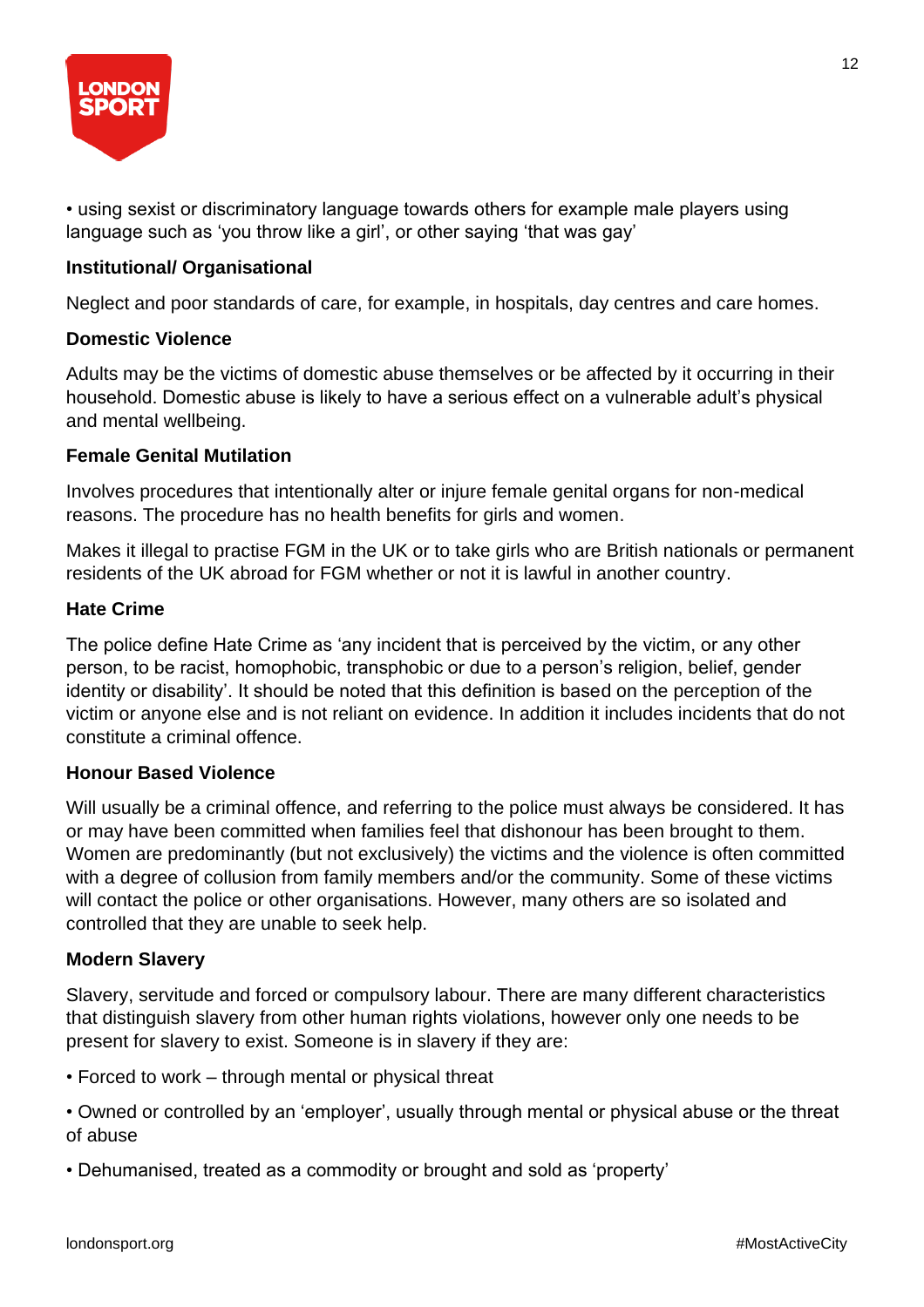- using sexist or discriminatory language towards others for example male players using language such as 'you throw like a girl', or other saying 'that was gay'

**Institutional/ Organisational**

Neglect and poor standards of care, for example, in hospitals, day centres and care homes.

**Domestic Violence**

Adults may be the victims of domestic abuse themselves or be affected by it occurring in their household. Domestic abuse is likely to have a serious effect on a vulnerable adult's physical and mental wellbeing.

**Female Genital Mutilation**

Involves procedures that intentionally alter or injure female genital organs for non-medical reasons. The procedure has no health benefits for girls and women.

Makes it illegal to practise FGM in the UK or to take girls who are British nationals or permanent residents of the UK abroad for FGM whether or not it is lawful in another country.

**Hate Crime**

The police define Hate Crime as 'any incident that is perceived by the victim, or any other person, to be racist, homophobic, transphobic or due to a person's religion, belief, gender identity or disability'. It should be noted that this definition is based on the perception of the victim or anyone else and is not reliant on evidence. In addition it includes incidents that do not constitute a criminal offence.

**Honour Based Violence**

Will usually be a criminal offence, and referring to the police must always be considered. It has or may have been committed when families feel that dishonour has been brought to them. Women are predominantly (but not exclusively) the victims and the violence is often committed with a degree of collusion from family members and/or the community. Some of these victims will contact the police or other organisations. However, many others are so isolated and controlled that they are unable to seek help.

**Modern Slavery**

Slavery, servitude and forced or compulsory labour. There are many different characteristics that distinguish slavery from other human rights violations, however only one needs to be present for slavery to exist. Someone is in slavery if they are:

- Forced to work – through mental or physical threat
- Owned or controlled by an 'employer', usually through mental or physical abuse or the threat of abuse
- Dehumanised, treated as a commodity or brought and sold as 'property'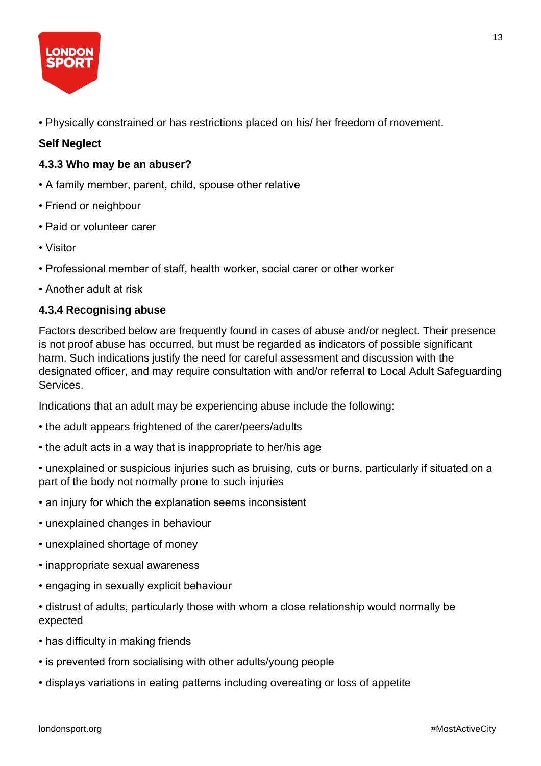- Physically constrained or has restrictions placed on his/ her freedom of movement.

**Self Neglect**

**4.3.3 Who may be an abuser?**

- A family member, parent, child, spouse other relative
- Friend or neighbour
- Paid or volunteer carer
- Visitor
- Professional member of staff, health worker, social carer or other worker
- Another adult at risk

**4.3.4 Recognising abuse**

Factors described below are frequently found in cases of abuse and/or neglect. Their presence is not proof abuse has occurred, but must be regarded as indicators of possible significant harm. Such indications justify the need for careful assessment and discussion with the designated officer, and may require consultation with and/or referral to Local Adult Safeguarding Services.

Indications that an adult may be experiencing abuse include the following:

- the adult appears frightened of the carer/peers/adults
- the adult acts in a way that is inappropriate to her/his age
- unexplained or suspicious injuries such as bruising, cuts or burns, particularly if situated on a part of the body not normally prone to such injuries
- an injury for which the explanation seems inconsistent
- unexplained changes in behaviour
- unexplained shortage of money
- inappropriate sexual awareness
- engaging in sexually explicit behaviour
- distrust of adults, particularly those with whom a close relationship would normally be expected
- has difficulty in making friends
- is prevented from socialising with other adults/young people
- displays variations in eating patterns including overeating or loss of appetite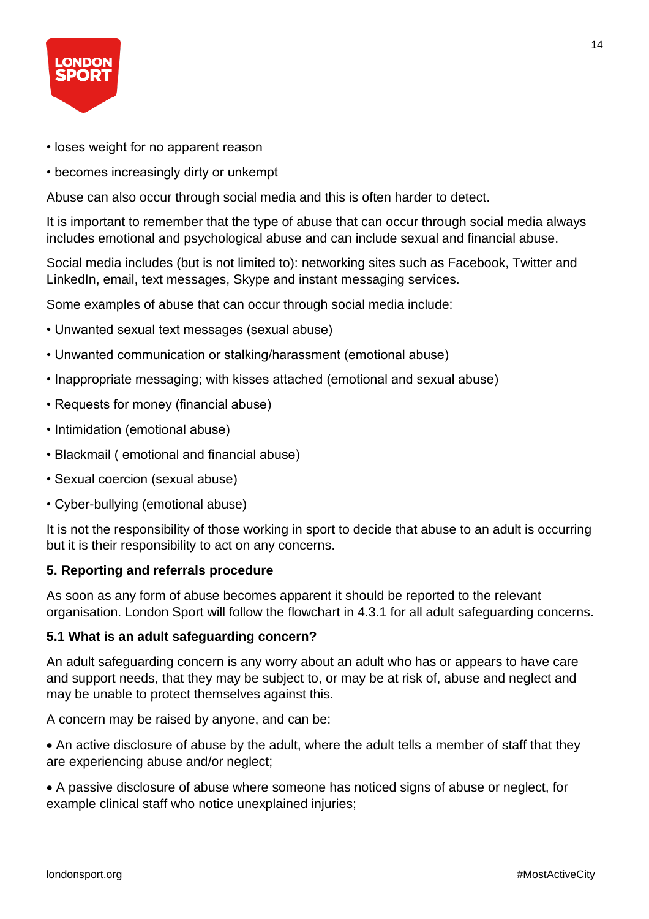- loses weight for no apparent reason
- becomes increasingly dirty or unkempt

Abuse can also occur through social media and this is often harder to detect.

It is important to remember that the type of abuse that can occur through social media always includes emotional and psychological abuse and can include sexual and financial abuse.

Social media includes (but is not limited to): networking sites such as Facebook, Twitter and LinkedIn, email, text messages, Skype and instant messaging services.

Some examples of abuse that can occur through social media include:

- Unwanted sexual text messages (sexual abuse)
- Unwanted communication or stalking/harassment (emotional abuse)
- Inappropriate messaging; with kisses attached (emotional and sexual abuse)
- Requests for money (financial abuse)
- Intimidation (emotional abuse)
- Blackmail ( emotional and financial abuse)
- Sexual coercion (sexual abuse)
- Cyber-bullying (emotional abuse)

It is not the responsibility of those working in sport to decide that abuse to an adult is occurring but it is their responsibility to act on any concerns.

### 5. Reporting and referrals procedure

As soon as any form of abuse becomes apparent it should be reported to the relevant organisation. London Sport will follow the flowchart in 4.3.1 for all adult safeguarding concerns.

#### 5.1 What is an adult safeguarding concern?

An adult safeguarding concern is any worry about an adult who has or appears to have care and support needs, that they may be subject to, or may be at risk of, abuse and neglect and may be unable to protect themselves against this.

A concern may be raised by anyone, and can be:

- An active disclosure of abuse by the adult, where the adult tells a member of staff that they are experiencing abuse and/or neglect;
- A passive disclosure of abuse where someone has noticed signs of abuse or neglect, for example clinical staff who notice unexplained injuries;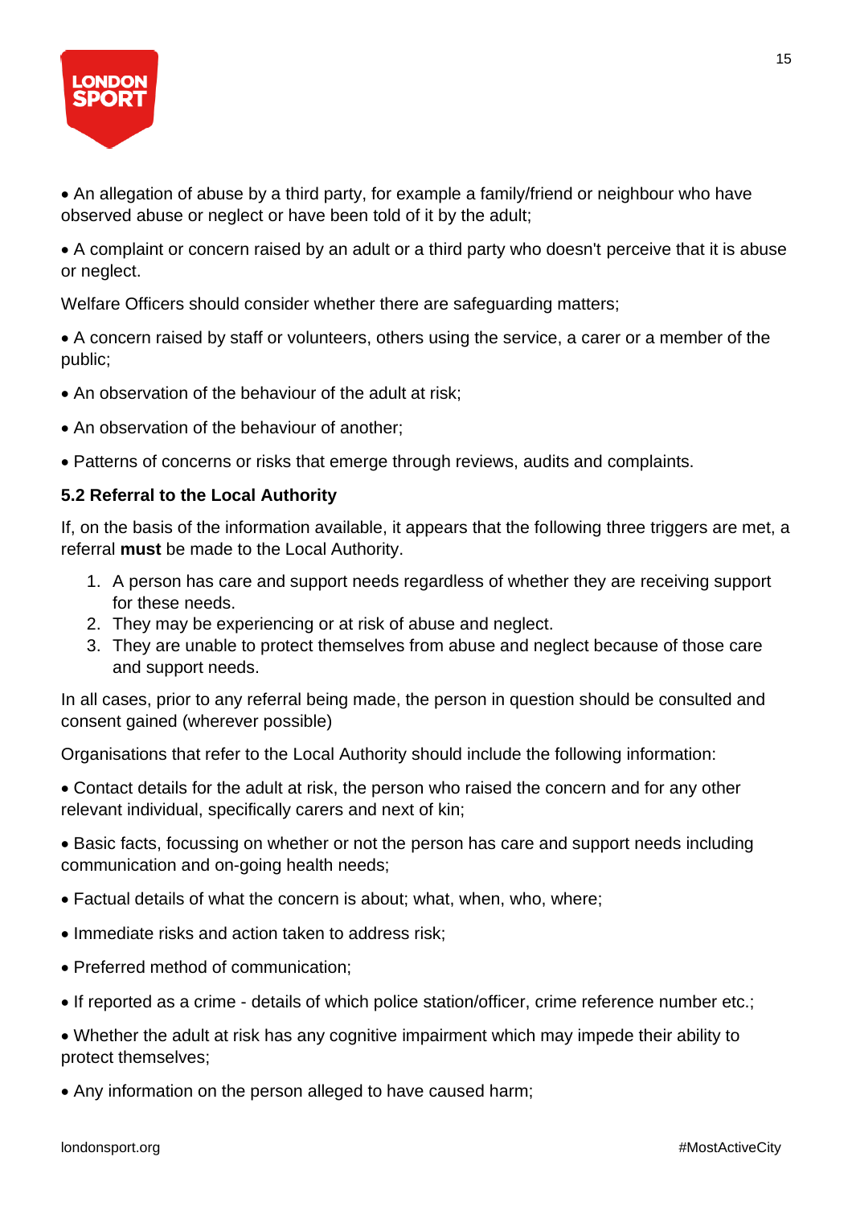- An allegation of abuse by a third party, for example a family/friend or neighbour who have observed abuse or neglect or have been told of it by the adult;

- A complaint or concern raised by an adult or a third party who doesn't perceive that it is abuse or neglect.

Welfare Officers should consider whether there are safeguarding matters;

- A concern raised by staff or volunteers, others using the service, a carer or a member of the public;

- An observation of the behaviour of the adult at risk;

- An observation of the behaviour of another;

- Patterns of concerns or risks that emerge through reviews, audits and complaints.

**5.2 Referral to the Local Authority**

If, on the basis of the information available, it appears that the following three triggers are met, a referral **must** be made to the Local Authority.

1. A person has care and support needs regardless of whether they are receiving support for these needs.
2. They may be experiencing or at risk of abuse and neglect.
3. They are unable to protect themselves from abuse and neglect because of those care and support needs.

In all cases, prior to any referral being made, the person in question should be consulted and consent gained (wherever possible)

Organisations that refer to the Local Authority should include the following information:

- Contact details for the adult at risk, the person who raised the concern and for any other relevant individual, specifically carers and next of kin;

- Basic facts, focussing on whether or not the person has care and support needs including communication and on-going health needs;

- Factual details of what the concern is about; what, when, who, where;

- Immediate risks and action taken to address risk;

- Preferred method of communication;

- If reported as a crime - details of which police station/officer, crime reference number etc.;

- Whether the adult at risk has any cognitive impairment which may impede their ability to protect themselves;

- Any information on the person alleged to have caused harm;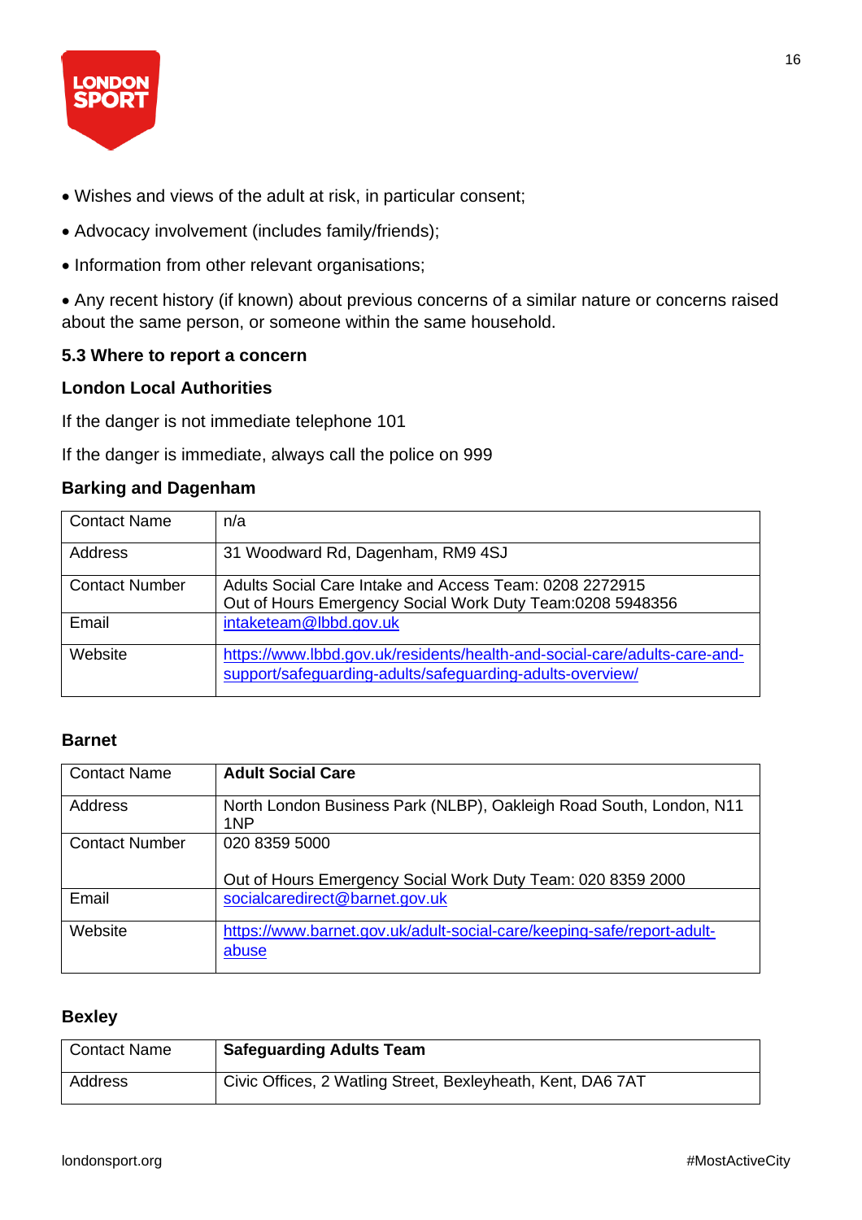• Wishes and views of the adult at risk, in particular consent;

• Advocacy involvement (includes family/friends);

• Information from other relevant organisations;

• Any recent history (if known) about previous concerns of a similar nature or concerns raised about the same person, or someone within the same household.

### 5.3 Where to report a concern

#### London Local Authorities

If the danger is not immediate telephone 101

If the danger is immediate, always call the police on 999

#### Barking and Dagenham

| Contact Name | n/a |
|---|---|
| Address | 31 Woodward Rd, Dagenham, RM9 4SJ |
| Contact Number | Adults Social Care Intake and Access Team: 0208 2272915<br>Out of Hours Emergency Social Work Duty Team:0208 5948356 |
| Email | intaketeam@lbbd.gov.uk |
| Website | https://www.lbbd.gov.uk/residents/health-and-social-care/adults-care-and-support/safeguarding-adults/safeguarding-adults-overview/ |

#### Barnet

| Contact Name | **Adult Social Care** |
|---|---|
| Address | North London Business Park (NLBP), Oakleigh Road South, London, N11 1NP |
| Contact Number | 020 8359 5000<br><br>Out of Hours Emergency Social Work Duty Team: 020 8359 2000 |
| Email | socialcaredirect@barnet.gov.uk |
| Website | https://www.barnet.gov.uk/adult-social-care/keeping-safe/report-adult-abuse |

#### Bexley

| Contact Name | **Safeguarding Adults Team** |
|---|---|
| Address | Civic Offices, 2 Watling Street, Bexleyheath, Kent, DA6 7AT |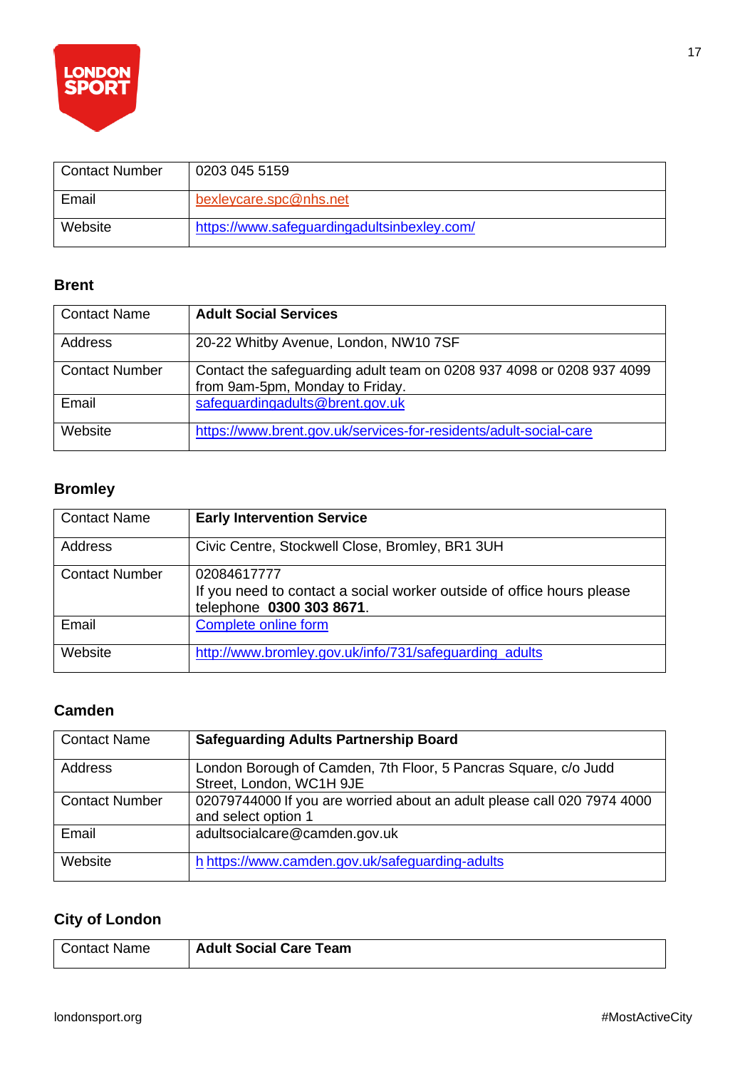| Contact Number | 0203 045 5159 |
| --- | --- |
| Email | bexleycare.spc@nhs.net |
| Website | https://www.safeguardingadultsinbexley.com/ |

### Brent

| Contact Name | **Adult Social Services** |
| --- | --- |
| Address | 20-22 Whitby Avenue, London, NW10 7SF |
| Contact Number | Contact the safeguarding adult team on 0208 937 4098 or 0208 937 4099 from 9am-5pm, Monday to Friday. |
| Email | safeguardingadults@brent.gov.uk |
| Website | https://www.brent.gov.uk/services-for-residents/adult-social-care |

### Bromley

| Contact Name | **Early Intervention Service** |
| --- | --- |
| Address | Civic Centre, Stockwell Close, Bromley, BR1 3UH |
| Contact Number | 02084617777<br>If you need to contact a social worker outside of office hours please telephone **0300 303 8671**. |
| Email | Complete online form |
| Website | http://www.bromley.gov.uk/info/731/safeguarding_adults |

### Camden

| Contact Name | **Safeguarding Adults Partnership Board** |
| --- | --- |
| Address | London Borough of Camden, 7th Floor, 5 Pancras Square, c/o Judd Street, London, WC1H 9JE |
| Contact Number | 02079744000 If you are worried about an adult please call 020 7974 4000 and select option 1 |
| Email | adultsocialcare@camden.gov.uk |
| Website | h https://www.camden.gov.uk/safeguarding-adults |

### City of London

| Contact Name | **Adult Social Care Team** |
| --- | --- |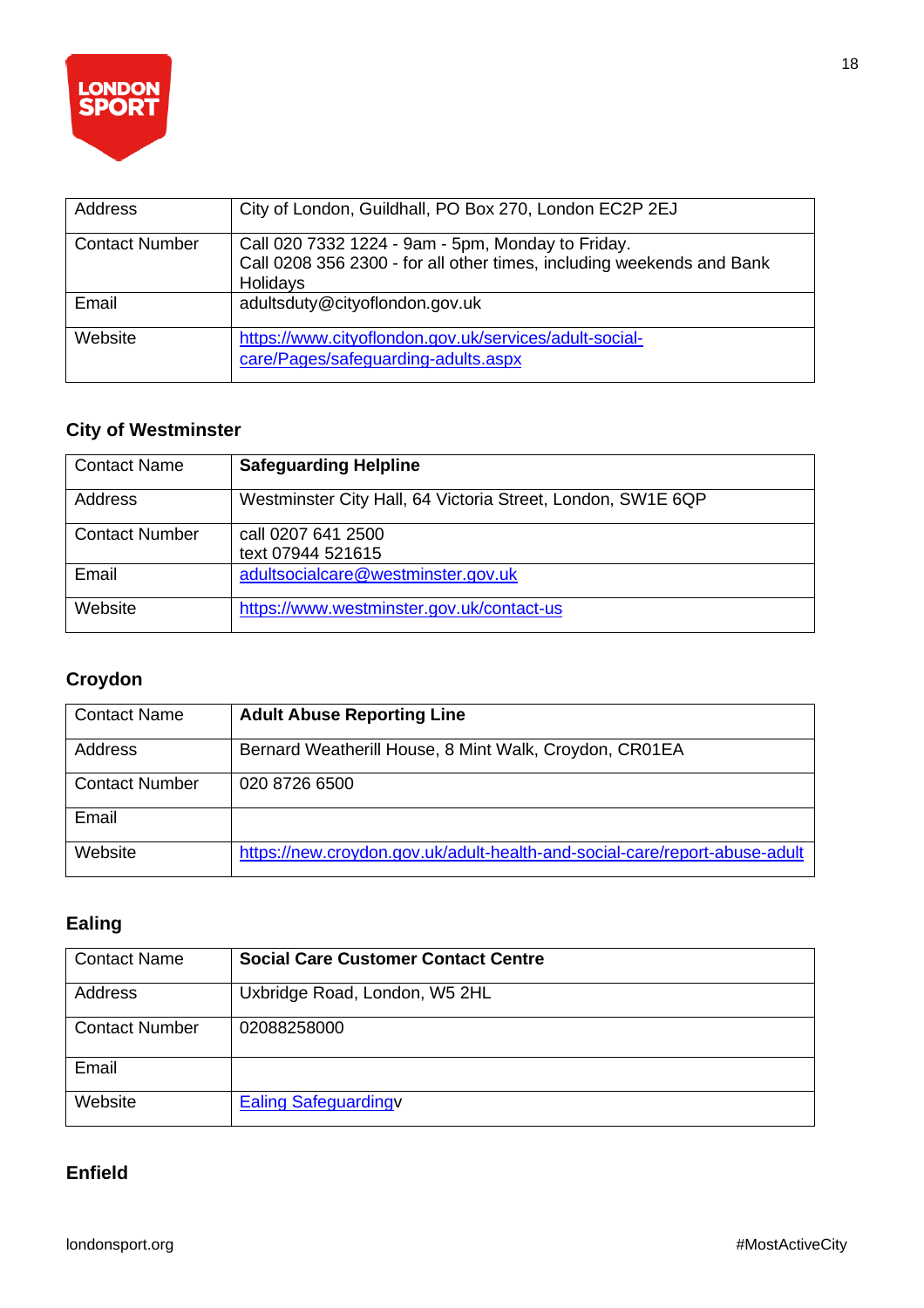| Address | City of London, Guildhall, PO Box 270, London EC2P 2EJ |
| --- | --- |
| Contact Number | Call 020 7332 1224 - 9am - 5pm, Monday to Friday.<br>Call 0208 356 2300 - for all other times, including weekends and Bank Holidays |
| Email | adultsduty@cityoflondon.gov.uk |
| Website | https://www.cityoflondon.gov.uk/services/adult-social-care/Pages/safeguarding-adults.aspx |

### City of Westminster

| Contact Name | **Safeguarding Helpline** |
| --- | --- |
| Address | Westminster City Hall, 64 Victoria Street, London, SW1E 6QP |
| Contact Number | call 0207 641 2500<br>text 07944 521615 |
| Email | adultsocialcare@westminster.gov.uk |
| Website | https://www.westminster.gov.uk/contact-us |

### Croydon

| Contact Name | **Adult Abuse Reporting Line** |
| --- | --- |
| Address | Bernard Weatherill House, 8 Mint Walk, Croydon, CR01EA |
| Contact Number | 020 8726 6500 |
| Email | |
| Website | https://new.croydon.gov.uk/adult-health-and-social-care/report-abuse-adult |

### Ealing

| Contact Name | **Social Care Customer Contact Centre** |
| --- | --- |
| Address | Uxbridge Road, London, W5 2HL |
| Contact Number | 02088258000 |
| Email | |
| Website | Ealing Safeguardingv |

### Enfield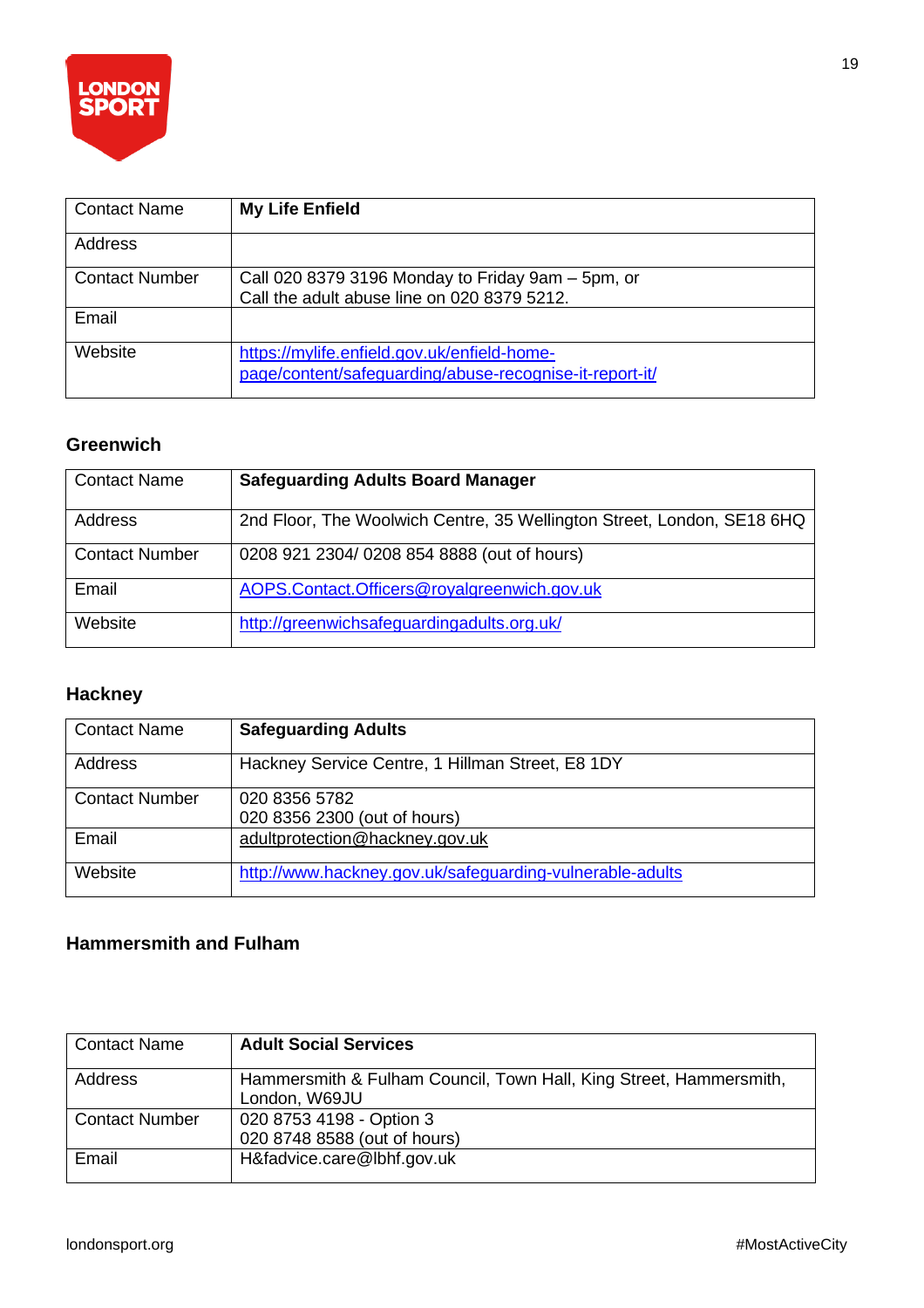| Contact Name | **My Life Enfield** |
|---|---|
| Address | |
| Contact Number | Call 020 8379 3196 Monday to Friday 9am – 5pm, or Call the adult abuse line on 020 8379 5212. |
| Email | |
| Website | https://mylife.enfield.gov.uk/enfield-home-page/content/safeguarding/abuse-recognise-it-report-it/ |

### Greenwich

| Contact Name | **Safeguarding Adults Board Manager** |
|---|---|
| Address | 2nd Floor, The Woolwich Centre, 35 Wellington Street, London, SE18 6HQ |
| Contact Number | 0208 921 2304/ 0208 854 8888 (out of hours) |
| Email | AOPS.Contact.Officers@royalgreenwich.gov.uk |
| Website | http://greenwichsafeguardingadults.org.uk/ |

### Hackney

| Contact Name | **Safeguarding Adults** |
|---|---|
| Address | Hackney Service Centre, 1 Hillman Street, E8 1DY |
| Contact Number | 020 8356 5782<br>020 8356 2300 (out of hours) |
| Email | adultprotection@hackney.gov.uk |
| Website | http://www.hackney.gov.uk/safeguarding-vulnerable-adults |

### Hammersmith and Fulham

| Contact Name | **Adult Social Services** |
|---|---|
| Address | Hammersmith & Fulham Council, Town Hall, King Street, Hammersmith, London, W69JU |
| Contact Number | 020 8753 4198 - Option 3<br>020 8748 8588 (out of hours) |
| Email | H&fadvice.care@lbhf.gov.uk |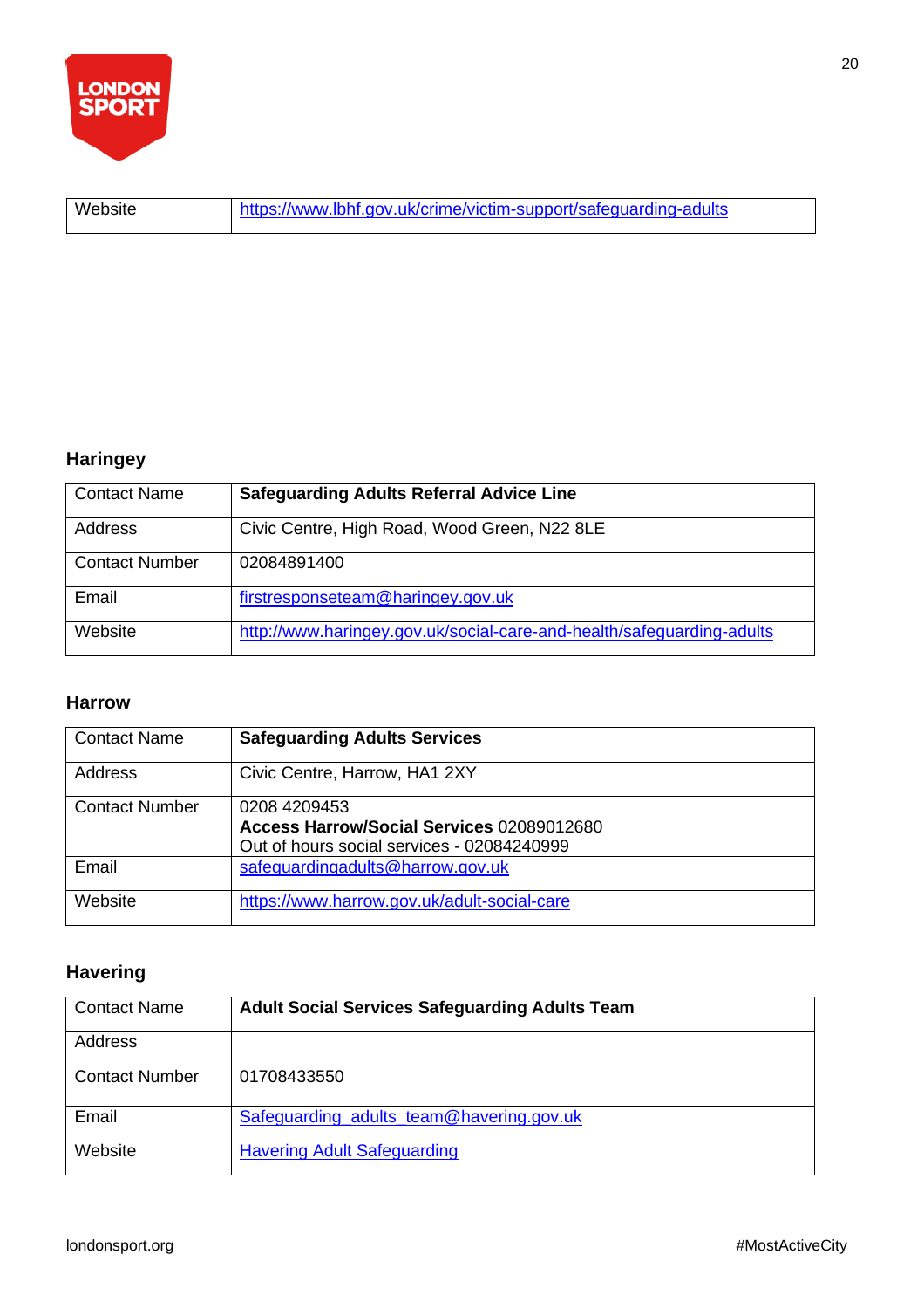| Website | https://www.lbhf.gov.uk/crime/victim-support/safeguarding-adults |
|---|---|

### Haringey

| Contact Name | **Safeguarding Adults Referral Advice Line** |
|---|---|
| Address | Civic Centre, High Road, Wood Green, N22 8LE |
| Contact Number | 02084891400 |
| Email | firstresponseteam@haringey.gov.uk |
| Website | http://www.haringey.gov.uk/social-care-and-health/safeguarding-adults |

### Harrow

| Contact Name | **Safeguarding Adults Services** |
|---|---|
| Address | Civic Centre, Harrow, HA1 2XY |
| Contact Number | 0208 4209453<br>**Access Harrow/Social Services** 02089012680<br>Out of hours social services - 02084240999 |
| Email | safeguardingadults@harrow.gov.uk |
| Website | https://www.harrow.gov.uk/adult-social-care |

### Havering

| Contact Name | **Adult Social Services Safeguarding Adults Team** |
|---|---|
| Address | |
| Contact Number | 01708433550 |
| Email | Safeguarding_adults_team@havering.gov.uk |
| Website | Havering Adult Safeguarding |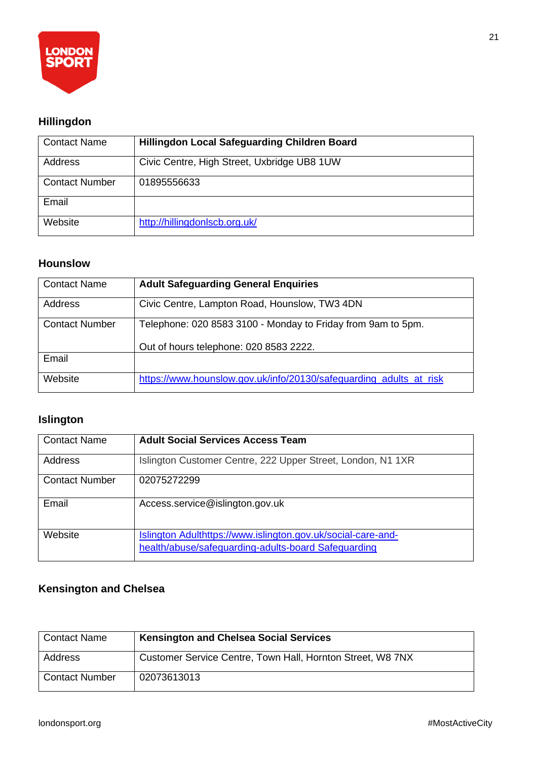## Hillingdon

| Contact Name | **Hillingdon Local Safeguarding Children Board** |
|---|---|
| Address | Civic Centre, High Street, Uxbridge UB8 1UW |
| Contact Number | 01895556633 |
| Email | |
| Website | [http://hillingdonlscb.org.uk/](http://hillingdonlscb.org.uk/) |

## Hounslow

| Contact Name | **Adult Safeguarding General Enquiries** |
|---|---|
| Address | Civic Centre, Lampton Road, Hounslow, TW3 4DN |
| Contact Number | Telephone: 020 8583 3100 - Monday to Friday from 9am to 5pm.<br><br>Out of hours telephone: 020 8583 2222. |
| Email | |
| Website | [https://www.hounslow.gov.uk/info/20130/safeguarding_adults_at_risk](https://www.hounslow.gov.uk/info/20130/safeguarding_adults_at_risk) |

## Islington

| Contact Name | **Adult Social Services Access Team** |
|---|---|
| Address | Islington Customer Centre, 222 Upper Street, London, N1 1XR |
| Contact Number | 02075272299 |
| Email | Access.service@islington.gov.uk |
| Website | Islington Adulthttps://www.islington.gov.uk/social-care-and-health/abuse/safeguarding-adults-board Safeguarding |

## Kensington and Chelsea

| Contact Name | **Kensington and Chelsea Social Services** |
|---|---|
| Address | Customer Service Centre, Town Hall, Hornton Street, W8 7NX |
| Contact Number | 02073613013 |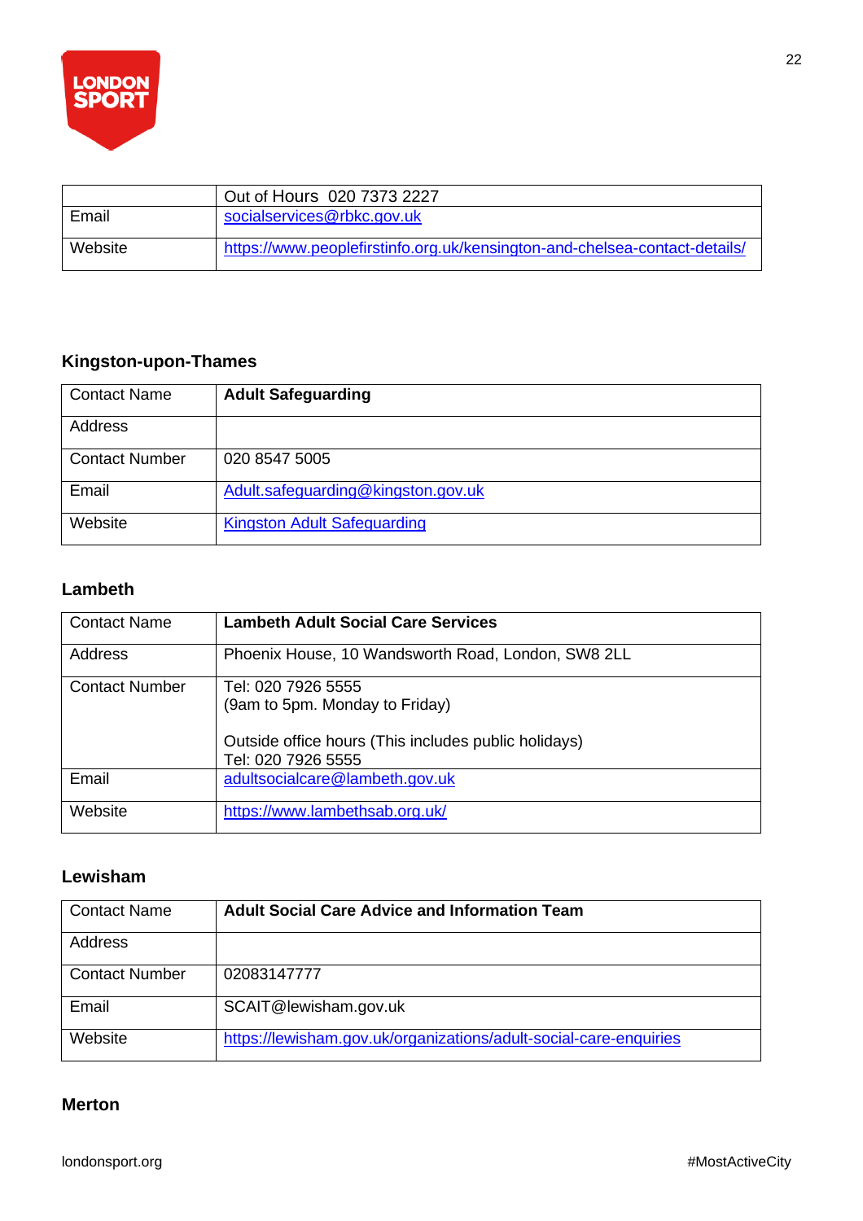|  | Out of Hours  020 7373 2227 |
|---|---|
| Email | socialservices@rbkc.gov.uk |
| Website | https://www.peoplefirstinfo.org.uk/kensington-and-chelsea-contact-details/ |

### Kingston-upon-Thames

| Contact Name | **Adult Safeguarding** |
|---|---|
| Address | |
| Contact Number | 020 8547 5005 |
| Email | Adult.safeguarding@kingston.gov.uk |
| Website | Kingston Adult Safeguarding |

### Lambeth

| Contact Name | **Lambeth Adult Social Care Services** |
|---|---|
| Address | Phoenix House, 10 Wandsworth Road, London, SW8 2LL |
| Contact Number | Tel: 020 7926 5555<br>(9am to 5pm. Monday to Friday)<br><br>Outside office hours (This includes public holidays)<br>Tel: 020 7926 5555 |
| Email | adultsocialcare@lambeth.gov.uk |
| Website | https://www.lambethsab.org.uk/ |

### Lewisham

| Contact Name | **Adult Social Care Advice and Information Team** |
|---|---|
| Address | |
| Contact Number | 02083147777 |
| Email | SCAIT@lewisham.gov.uk |
| Website | https://lewisham.gov.uk/organizations/adult-social-care-enquiries |

### Merton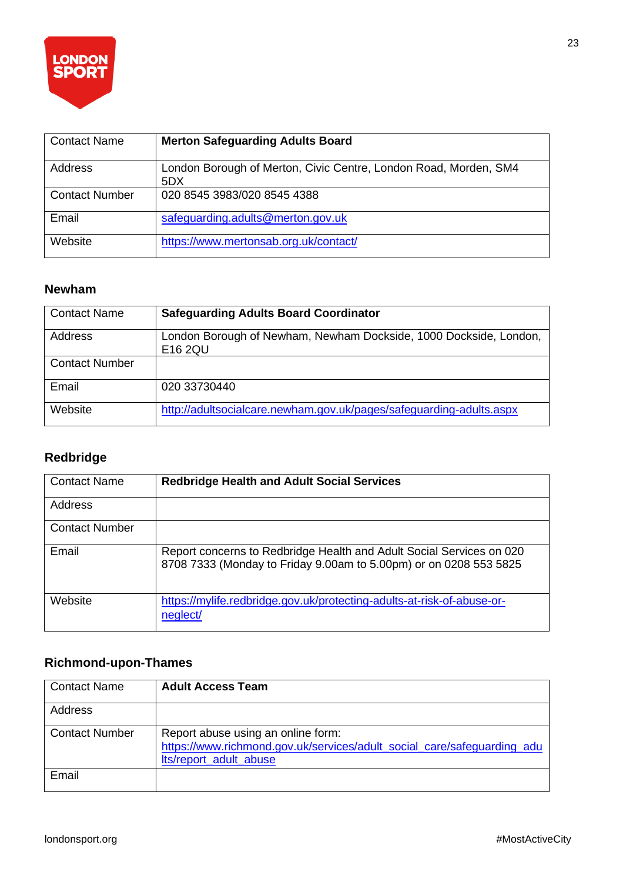| Contact Name | **Merton Safeguarding Adults Board** |
|---|---|
| Address | London Borough of Merton, Civic Centre, London Road, Morden, SM4 5DX |
| Contact Number | 020 8545 3983/020 8545 4388 |
| Email | safeguarding.adults@merton.gov.uk |
| Website | https://www.mertonsab.org.uk/contact/ |

### Newham

| Contact Name | **Safeguarding Adults Board Coordinator** |
|---|---|
| Address | London Borough of Newham, Newham Dockside, 1000 Dockside, London, E16 2QU |
| Contact Number | |
| Email | 020 33730440 |
| Website | http://adultsocialcare.newham.gov.uk/pages/safeguarding-adults.aspx |

### Redbridge

| Contact Name | **Redbridge Health and Adult Social Services** |
|---|---|
| Address | |
| Contact Number | |
| Email | Report concerns to Redbridge Health and Adult Social Services on 020 8708 7333 (Monday to Friday 9.00am to 5.00pm) or on 0208 553 5825 |
| Website | https://mylife.redbridge.gov.uk/protecting-adults-at-risk-of-abuse-or-neglect/ |

### Richmond-upon-Thames

| Contact Name | **Adult Access Team** |
|---|---|
| Address | |
| Contact Number | Report abuse using an online form: https://www.richmond.gov.uk/services/adult_social_care/safeguarding_adults/report_adult_abuse |
| Email | |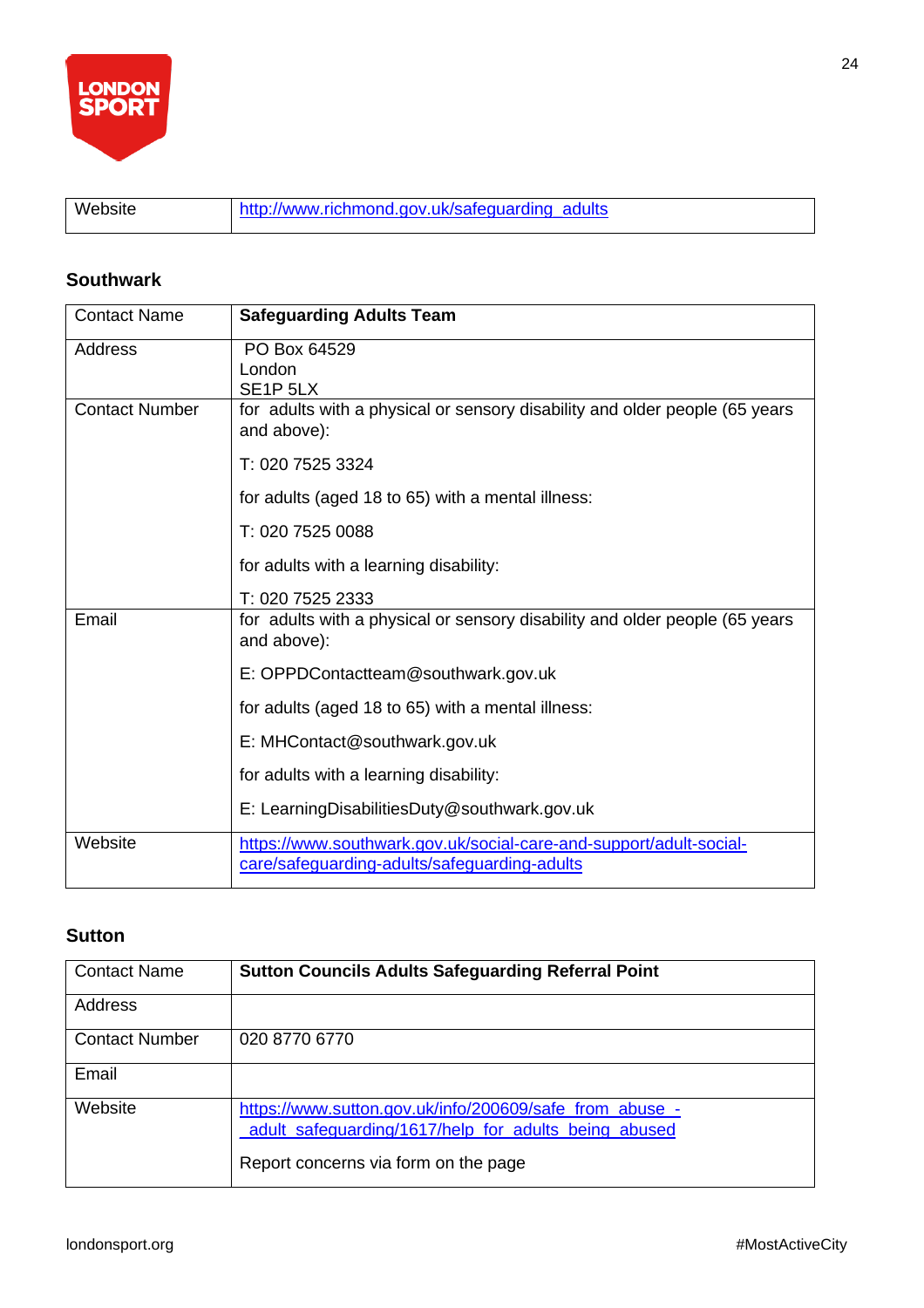| Website | http://www.richmond.gov.uk/safeguarding_adults |
|---|---|

### Southwark

| Contact Name | **Safeguarding Adults Team** |
|---|---|
| Address | PO Box 64529<br>London<br>SE1P 5LX |
| Contact Number | for adults with a physical or sensory disability and older people (65 years and above):<br><br>T: 020 7525 3324<br><br>for adults (aged 18 to 65) with a mental illness:<br><br>T: 020 7525 0088<br><br>for adults with a learning disability:<br><br>T: 020 7525 2333 |
| Email | for adults with a physical or sensory disability and older people (65 years and above):<br><br>E: OPPDContactteam@southwark.gov.uk<br><br>for adults (aged 18 to 65) with a mental illness:<br><br>E: MHContact@southwark.gov.uk<br><br>for adults with a learning disability:<br><br>E: LearningDisabilitiesDuty@southwark.gov.uk |
| Website | https://www.southwark.gov.uk/social-care-and-support/adult-social-care/safeguarding-adults/safeguarding-adults |

### Sutton

| Contact Name | **Sutton Councils Adults Safeguarding Referral Point** |
|---|---|
| Address | |
| Contact Number | 020 8770 6770 |
| Email | |
| Website | https://www.sutton.gov.uk/info/200609/safe_from_abuse_-_adult_safeguarding/1617/help_for_adults_being_abused<br><br>Report concerns via form on the page |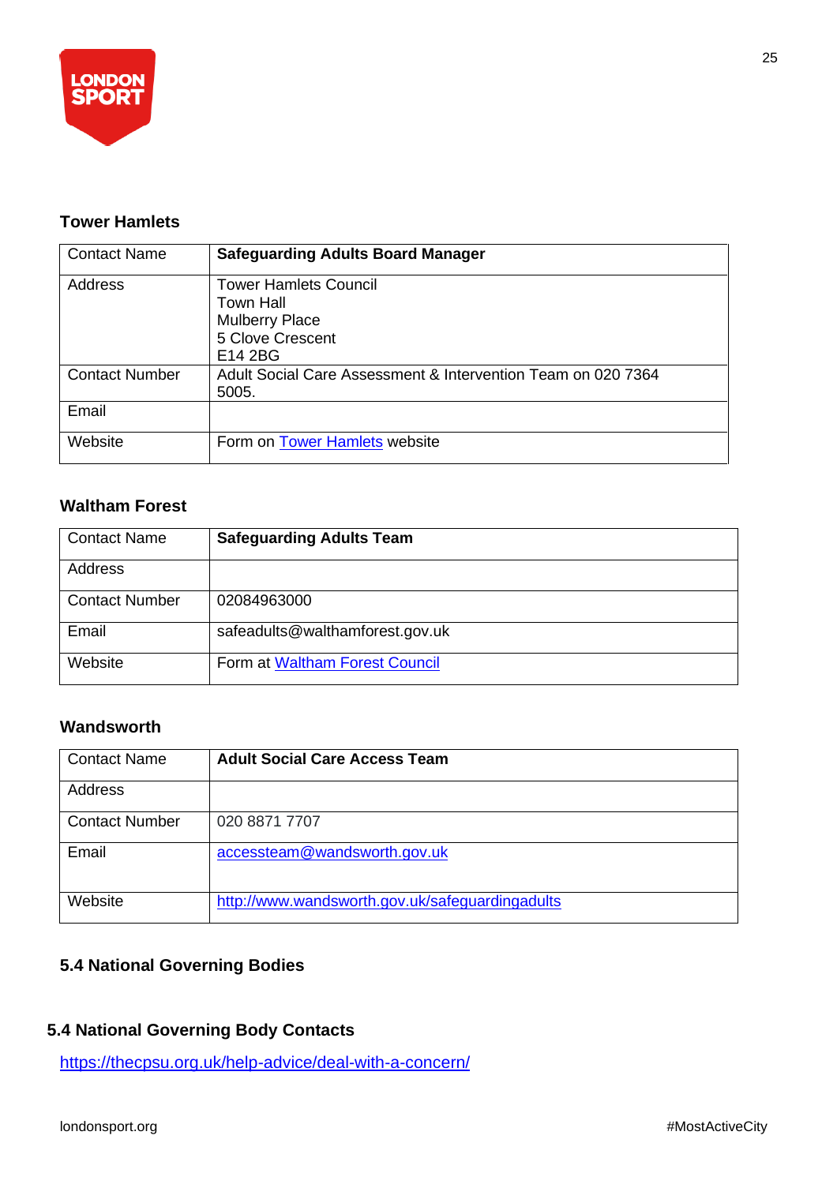### Tower Hamlets

| Contact Name | **Safeguarding Adults Board Manager** |
|---|---|
| Address | Tower Hamlets Council<br>Town Hall<br>Mulberry Place<br>5 Clove Crescent<br>E14 2BG |
| Contact Number | Adult Social Care Assessment & Intervention Team on 020 7364 5005. |
| Email | |
| Website | Form on Tower Hamlets website |

### Waltham Forest

| Contact Name | **Safeguarding Adults Team** |
|---|---|
| Address | |
| Contact Number | 02084963000 |
| Email | safeadults@walthamforest.gov.uk |
| Website | Form at Waltham Forest Council |

### Wandsworth

| Contact Name | **Adult Social Care Access Team** |
|---|---|
| Address | |
| Contact Number | 020 8871 7707 |
| Email | accessteam@wandsworth.gov.uk |
| Website | http://www.wandsworth.gov.uk/safeguardingadults |

### 5.4 National Governing Bodies

### 5.4 National Governing Body Contacts

https://thecpsu.org.uk/help-advice/deal-with-a-concern/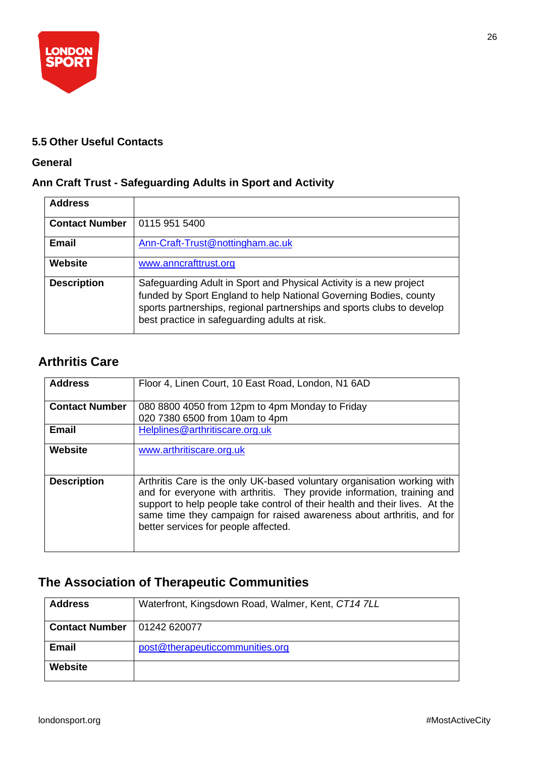### 5.5 Other Useful Contacts

#### General

#### Ann Craft Trust - Safeguarding Adults in Sport and Activity

| **Address** | |
|---|---|
| **Contact Number** | 0115 951 5400 |
| **Email** | Ann-Craft-Trust@nottingham.ac.uk |
| **Website** | www.anncrafttrust.org |
| **Description** | Safeguarding Adult in Sport and Physical Activity is a new project funded by Sport England to help National Governing Bodies, county sports partnerships, regional partnerships and sports clubs to develop best practice in safeguarding adults at risk. |

## Arthritis Care

| **Address** | Floor 4, Linen Court, 10 East Road, London, N1 6AD |
|---|---|
| **Contact Number** | 080 8800 4050 from 12pm to 4pm Monday to Friday<br>020 7380 6500 from 10am to 4pm |
| **Email** | Helplines@arthritiscare.org.uk |
| **Website** | www.arthritiscare.org.uk |
| **Description** | Arthritis Care is the only UK-based voluntary organisation working with and for everyone with arthritis. They provide information, training and support to help people take control of their health and their lives. At the same time they campaign for raised awareness about arthritis, and for better services for people affected. |

## The Association of Therapeutic Communities

| **Address** | Waterfront, Kingsdown Road, Walmer, Kent, *CT14 7LL* |
|---|---|
| **Contact Number** | 01242 620077 |
| **Email** | post@therapeuticcommunities.org |
| **Website** | |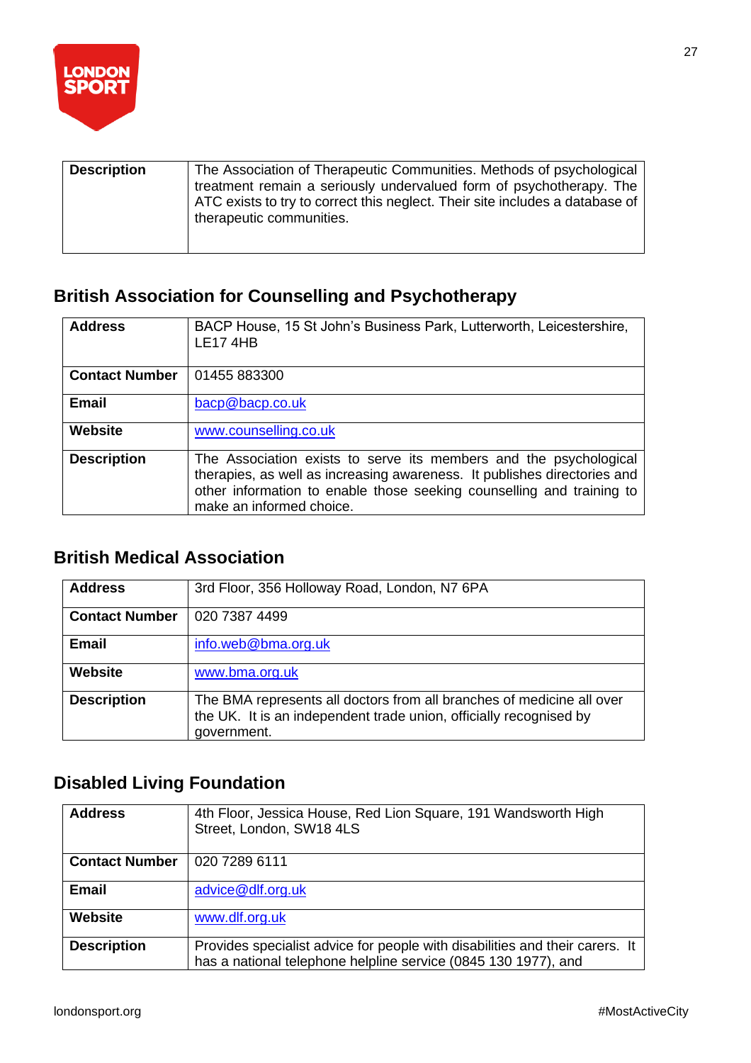| Description | The Association of Therapeutic Communities. Methods of psychological treatment remain a seriously undervalued form of psychotherapy. The ATC exists to try to correct this neglect. Their site includes a database of therapeutic communities. |
|---|---|

## British Association for Counselling and Psychotherapy

| **Address** | BACP House, 15 St John's Business Park, Lutterworth, Leicestershire, LE17 4HB |
|---|---|
| **Contact Number** | 01455 883300 |
| **Email** | bacp@bacp.co.uk |
| **Website** | www.counselling.co.uk |
| **Description** | The Association exists to serve its members and the psychological therapies, as well as increasing awareness. It publishes directories and other information to enable those seeking counselling and training to make an informed choice. |

## British Medical Association

| **Address** | 3rd Floor, 356 Holloway Road, London, N7 6PA |
|---|---|
| **Contact Number** | 020 7387 4499 |
| **Email** | info.web@bma.org.uk |
| **Website** | www.bma.org.uk |
| **Description** | The BMA represents all doctors from all branches of medicine all over the UK. It is an independent trade union, officially recognised by government. |

## Disabled Living Foundation

| **Address** | 4th Floor, Jessica House, Red Lion Square, 191 Wandsworth High Street, London, SW18 4LS |
|---|---|
| **Contact Number** | 020 7289 6111 |
| **Email** | advice@dlf.org.uk |
| **Website** | www.dlf.org.uk |
| **Description** | Provides specialist advice for people with disabilities and their carers. It has a national telephone helpline service (0845 130 1977), and |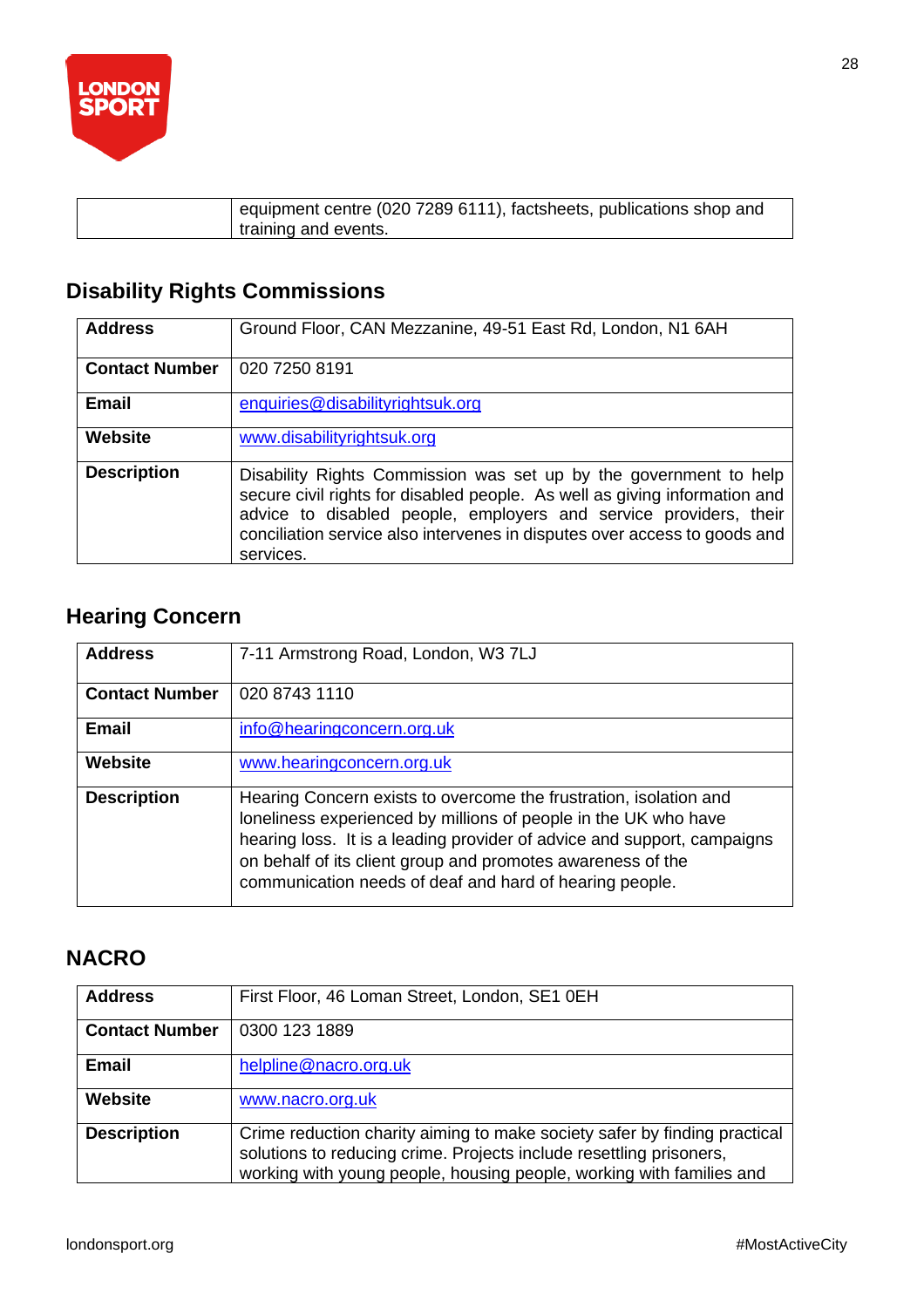|  | equipment centre (020 7289 6111), factsheets, publications shop and training and events. |
|---|---|

## Disability Rights Commissions

| **Address** | Ground Floor, CAN Mezzanine, 49-51 East Rd, London, N1 6AH |
|---|---|
| **Contact Number** | 020 7250 8191 |
| **Email** | enquiries@disabilityrightsuk.org |
| **Website** | www.disabilityrightsuk.org |
| **Description** | Disability Rights Commission was set up by the government to help secure civil rights for disabled people. As well as giving information and advice to disabled people, employers and service providers, their conciliation service also intervenes in disputes over access to goods and services. |

## Hearing Concern

| **Address** | 7-11 Armstrong Road, London, W3 7LJ |
|---|---|
| **Contact Number** | 020 8743 1110 |
| **Email** | info@hearingconcern.org.uk |
| **Website** | www.hearingconcern.org.uk |
| **Description** | Hearing Concern exists to overcome the frustration, isolation and loneliness experienced by millions of people in the UK who have hearing loss. It is a leading provider of advice and support, campaigns on behalf of its client group and promotes awareness of the communication needs of deaf and hard of hearing people. |

## NACRO

| **Address** | First Floor, 46 Loman Street, London, SE1 0EH |
|---|---|
| **Contact Number** | 0300 123 1889 |
| **Email** | helpline@nacro.org.uk |
| **Website** | www.nacro.org.uk |
| **Description** | Crime reduction charity aiming to make society safer by finding practical solutions to reducing crime. Projects include resettling prisoners, working with young people, housing people, working with families and |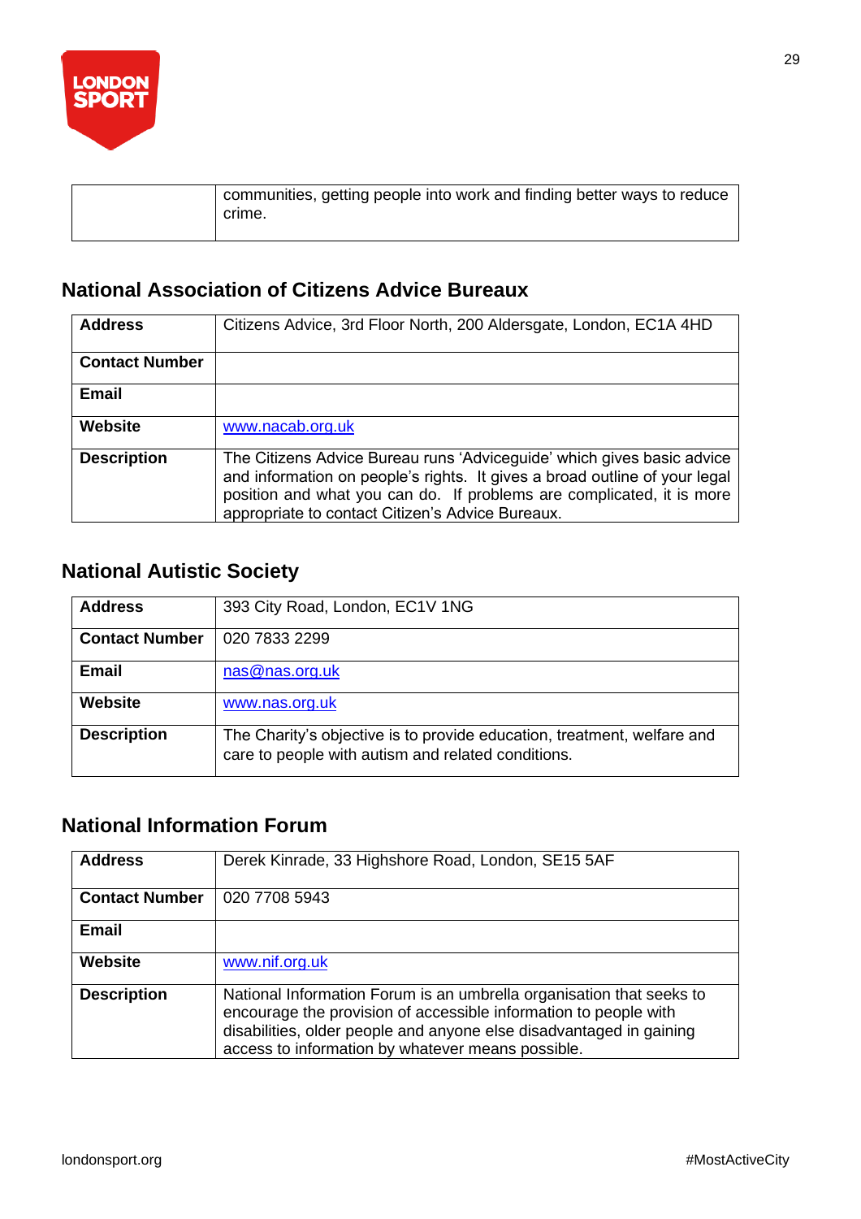| | |
|---|---|
| | communities, getting people into work and finding better ways to reduce crime. |

## National Association of Citizens Advice Bureaux

| | |
|---|---|
| **Address** | Citizens Advice, 3rd Floor North, 200 Aldersgate, London, EC1A 4HD |
| **Contact Number** | |
| **Email** | |
| **Website** | www.nacab.org.uk |
| **Description** | The Citizens Advice Bureau runs 'Adviceguide' which gives basic advice and information on people's rights. It gives a broad outline of your legal position and what you can do. If problems are complicated, it is more appropriate to contact Citizen's Advice Bureaux. |

## National Autistic Society

| | |
|---|---|
| **Address** | 393 City Road, London, EC1V 1NG |
| **Contact Number** | 020 7833 2299 |
| **Email** | nas@nas.org.uk |
| **Website** | www.nas.org.uk |
| **Description** | The Charity's objective is to provide education, treatment, welfare and care to people with autism and related conditions. |

## National Information Forum

| | |
|---|---|
| **Address** | Derek Kinrade, 33 Highshore Road, London, SE15 5AF |
| **Contact Number** | 020 7708 5943 |
| **Email** | |
| **Website** | www.nif.org.uk |
| **Description** | National Information Forum is an umbrella organisation that seeks to encourage the provision of accessible information to people with disabilities, older people and anyone else disadvantaged in gaining access to information by whatever means possible. |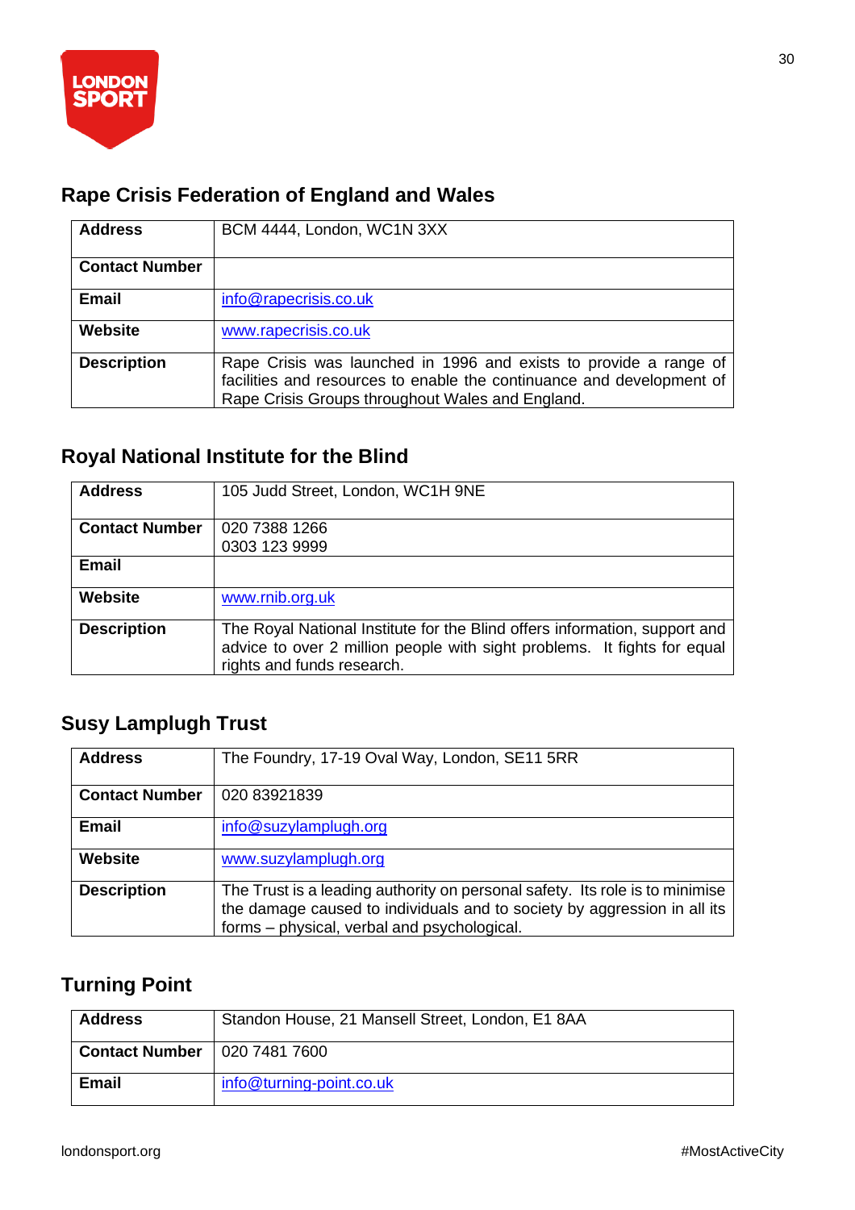## Rape Crisis Federation of England and Wales

| | |
|---|---|
| **Address** | BCM 4444, London, WC1N 3XX |
| **Contact Number** | |
| **Email** | info@rapecrisis.co.uk |
| **Website** | www.rapecrisis.co.uk |
| **Description** | Rape Crisis was launched in 1996 and exists to provide a range of facilities and resources to enable the continuance and development of Rape Crisis Groups throughout Wales and England. |

## Royal National Institute for the Blind

| | |
|---|---|
| **Address** | 105 Judd Street, London, WC1H 9NE |
| **Contact Number** | 020 7388 1266<br>0303 123 9999 |
| **Email** | |
| **Website** | www.rnib.org.uk |
| **Description** | The Royal National Institute for the Blind offers information, support and advice to over 2 million people with sight problems. It fights for equal rights and funds research. |

## Susy Lamplugh Trust

| | |
|---|---|
| **Address** | The Foundry, 17-19 Oval Way, London, SE11 5RR |
| **Contact Number** | 020 83921839 |
| **Email** | info@suzylamplugh.org |
| **Website** | www.suzylamplugh.org |
| **Description** | The Trust is a leading authority on personal safety. Its role is to minimise the damage caused to individuals and to society by aggression in all its forms – physical, verbal and psychological. |

## Turning Point

| | |
|---|---|
| **Address** | Standon House, 21 Mansell Street, London, E1 8AA |
| **Contact Number** | 020 7481 7600 |
| **Email** | info@turning-point.co.uk |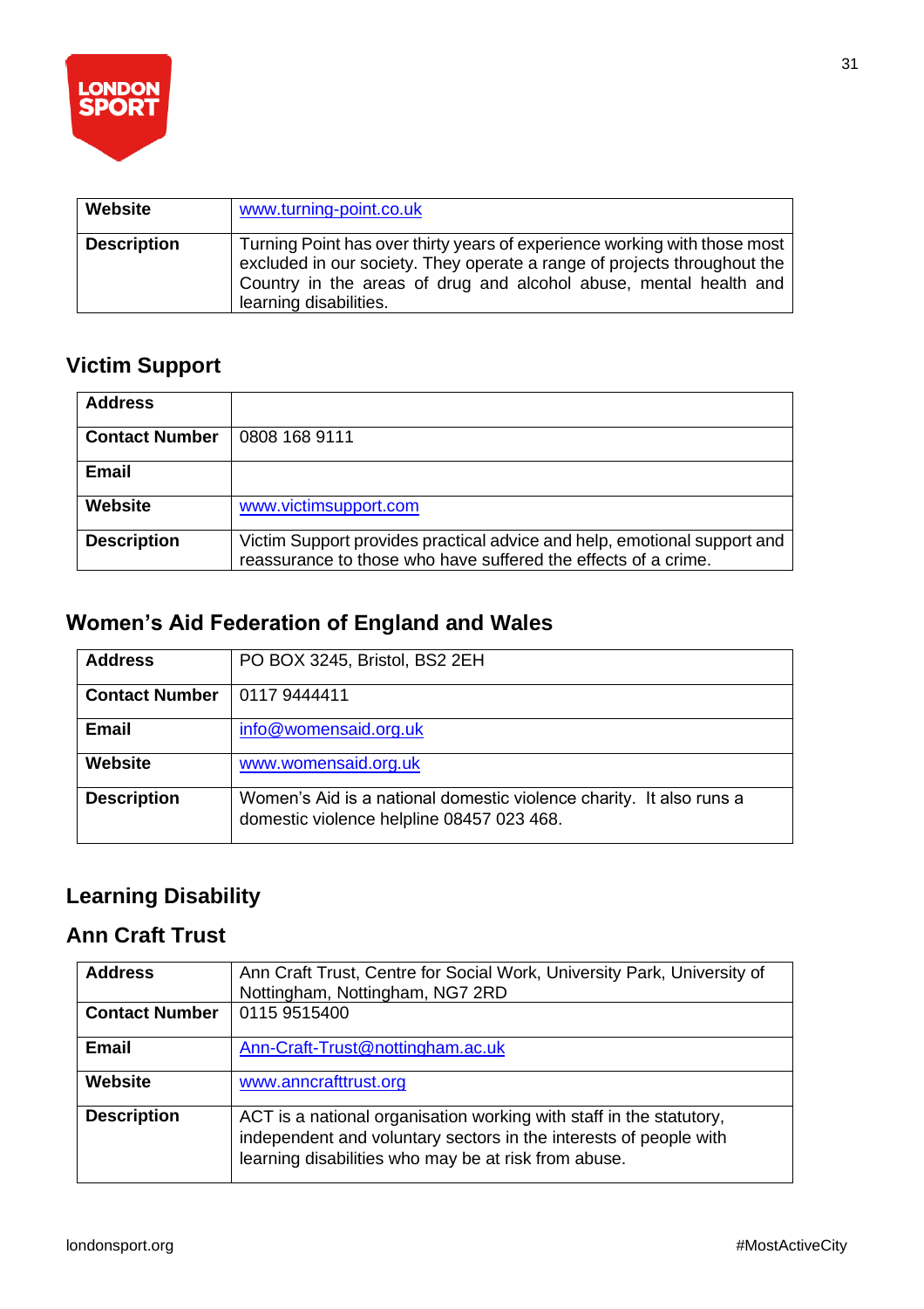| Website | www.turning-point.co.uk |
|---|---|
| Description | Turning Point has over thirty years of experience working with those most excluded in our society. They operate a range of projects throughout the Country in the areas of drug and alcohol abuse, mental health and learning disabilities. |

## Victim Support

| Address | |
|---|---|
| Contact Number | 0808 168 9111 |
| Email | |
| Website | www.victimsupport.com |
| Description | Victim Support provides practical advice and help, emotional support and reassurance to those who have suffered the effects of a crime. |

## Women's Aid Federation of England and Wales

| Address | PO BOX 3245, Bristol, BS2 2EH |
|---|---|
| Contact Number | 0117 9444411 |
| Email | info@womensaid.org.uk |
| Website | www.womensaid.org.uk |
| Description | Women's Aid is a national domestic violence charity. It also runs a domestic violence helpline 08457 023 468. |

## Learning Disability

## Ann Craft Trust

| Address | Ann Craft Trust, Centre for Social Work, University Park, University of Nottingham, Nottingham, NG7 2RD |
|---|---|
| Contact Number | 0115 9515400 |
| Email | Ann-Craft-Trust@nottingham.ac.uk |
| Website | www.anncrafttrust.org |
| Description | ACT is a national organisation working with staff in the statutory, independent and voluntary sectors in the interests of people with learning disabilities who may be at risk from abuse. |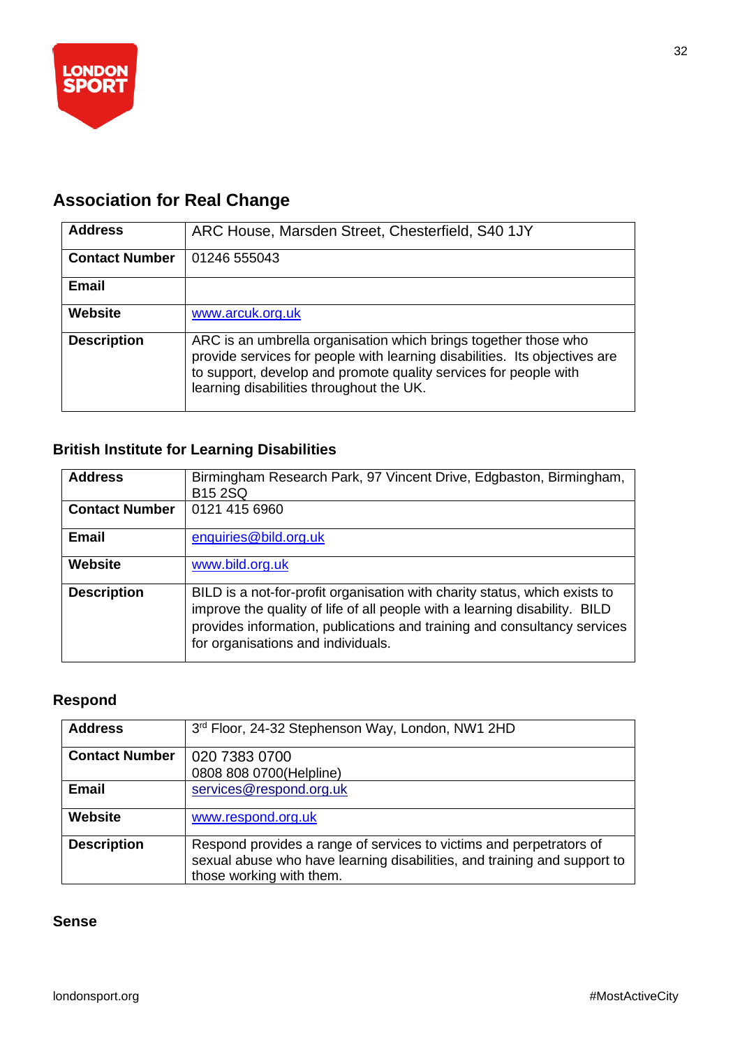## Association for Real Change

| Address | ARC House, Marsden Street, Chesterfield, S40 1JY |
|---|---|
| Contact Number | 01246 555043 |
| Email | |
| Website | www.arcuk.org.uk |
| Description | ARC is an umbrella organisation which brings together those who provide services for people with learning disabilities. Its objectives are to support, develop and promote quality services for people with learning disabilities throughout the UK. |

### British Institute for Learning Disabilities

| Address | Birmingham Research Park, 97 Vincent Drive, Edgbaston, Birmingham, B15 2SQ |
|---|---|
| Contact Number | 0121 415 6960 |
| Email | enquiries@bild.org.uk |
| Website | www.bild.org.uk |
| Description | BILD is a not-for-profit organisation with charity status, which exists to improve the quality of life of all people with a learning disability. BILD provides information, publications and training and consultancy services for organisations and individuals. |

### Respond

| Address | 3rd Floor, 24-32 Stephenson Way, London, NW1 2HD |
|---|---|
| Contact Number | 020 7383 0700<br>0808 808 0700(Helpline) |
| Email | services@respond.org.uk |
| Website | www.respond.org.uk |
| Description | Respond provides a range of services to victims and perpetrators of sexual abuse who have learning disabilities, and training and support to those working with them. |

### Sense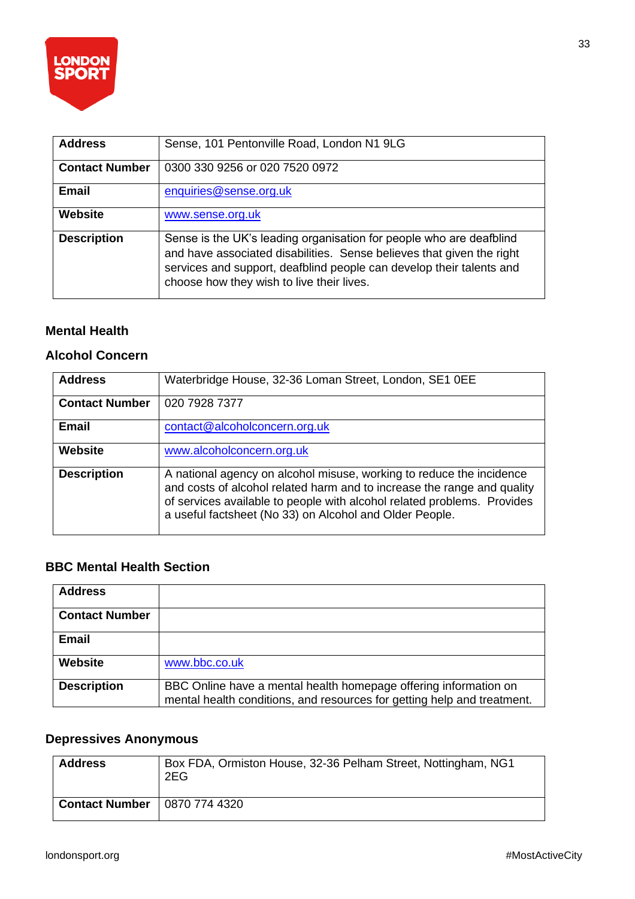| Address | Sense, 101 Pentonville Road, London N1 9LG |
|---|---|
| Contact Number | 0300 330 9256 or 020 7520 0972 |
| Email | enquiries@sense.org.uk |
| Website | www.sense.org.uk |
| Description | Sense is the UK's leading organisation for people who are deafblind and have associated disabilities. Sense believes that given the right services and support, deafblind people can develop their talents and choose how they wish to live their lives. |

### Mental Health

### Alcohol Concern

| Address | Waterbridge House, 32-36 Loman Street, London, SE1 0EE |
|---|---|
| Contact Number | 020 7928 7377 |
| Email | contact@alcoholconcern.org.uk |
| Website | www.alcoholconcern.org.uk |
| Description | A national agency on alcohol misuse, working to reduce the incidence and costs of alcohol related harm and to increase the range and quality of services available to people with alcohol related problems. Provides a useful factsheet (No 33) on Alcohol and Older People. |

### BBC Mental Health Section

| Address | |
|---|---|
| Contact Number | |
| Email | |
| Website | www.bbc.co.uk |
| Description | BBC Online have a mental health homepage offering information on mental health conditions, and resources for getting help and treatment. |

### Depressives Anonymous

| Address | Box FDA, Ormiston House, 32-36 Pelham Street, Nottingham, NG1 2EG |
|---|---|
| Contact Number | 0870 774 4320 |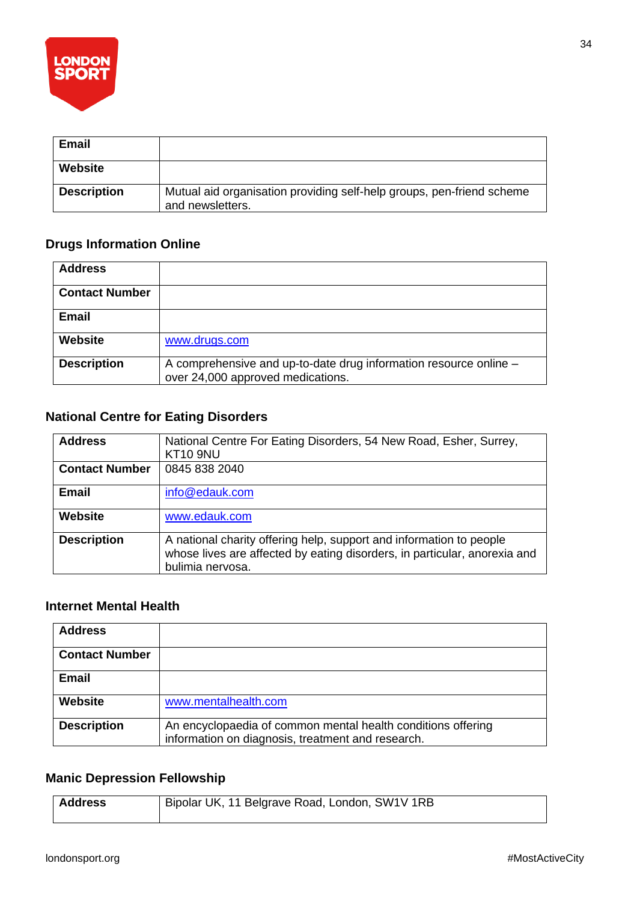| | |
|---|---|
| **Email** | |
| **Website** | |
| **Description** | Mutual aid organisation providing self-help groups, pen-friend scheme and newsletters. |

### Drugs Information Online

| | |
|---|---|
| **Address** | |
| **Contact Number** | |
| **Email** | |
| **Website** | www.drugs.com |
| **Description** | A comprehensive and up-to-date drug information resource online – over 24,000 approved medications. |

### National Centre for Eating Disorders

| | |
|---|---|
| **Address** | National Centre For Eating Disorders, 54 New Road, Esher, Surrey, KT10 9NU |
| **Contact Number** | 0845 838 2040 |
| **Email** | info@edauk.com |
| **Website** | www.edauk.com |
| **Description** | A national charity offering help, support and information to people whose lives are affected by eating disorders, in particular, anorexia and bulimia nervosa. |

### Internet Mental Health

| | |
|---|---|
| **Address** | |
| **Contact Number** | |
| **Email** | |
| **Website** | www.mentalhealth.com |
| **Description** | An encyclopaedia of common mental health conditions offering information on diagnosis, treatment and research. |

### Manic Depression Fellowship

| | |
|---|---|
| **Address** | Bipolar UK, 11 Belgrave Road, London, SW1V 1RB |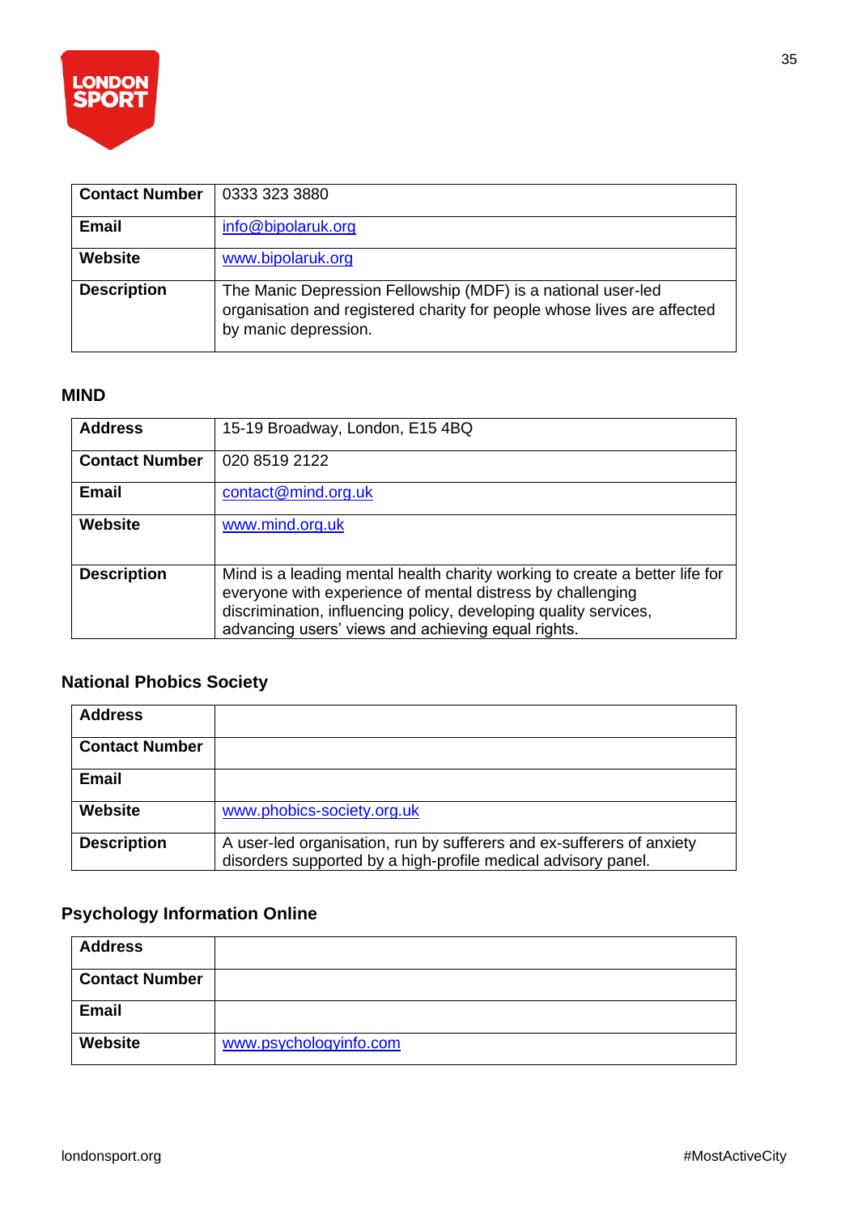| Contact Number | 0333 323 3880 |
| --- | --- |
| Email | info@bipolaruk.org |
| Website | www.bipolaruk.org |
| Description | The Manic Depression Fellowship (MDF) is a national user-led organisation and registered charity for people whose lives are affected by manic depression. |

### MIND

| Address | 15-19 Broadway, London, E15 4BQ |
| --- | --- |
| Contact Number | 020 8519 2122 |
| Email | contact@mind.org.uk |
| Website | www.mind.org.uk |
| Description | Mind is a leading mental health charity working to create a better life for everyone with experience of mental distress by challenging discrimination, influencing policy, developing quality services, advancing users' views and achieving equal rights. |

### National Phobics Society

| Address | |
| --- | --- |
| Contact Number | |
| Email | |
| Website | www.phobics-society.org.uk |
| Description | A user-led organisation, run by sufferers and ex-sufferers of anxiety disorders supported by a high-profile medical advisory panel. |

### Psychology Information Online

| Address | |
| --- | --- |
| Contact Number | |
| Email | |
| Website | www.psychologyinfo.com |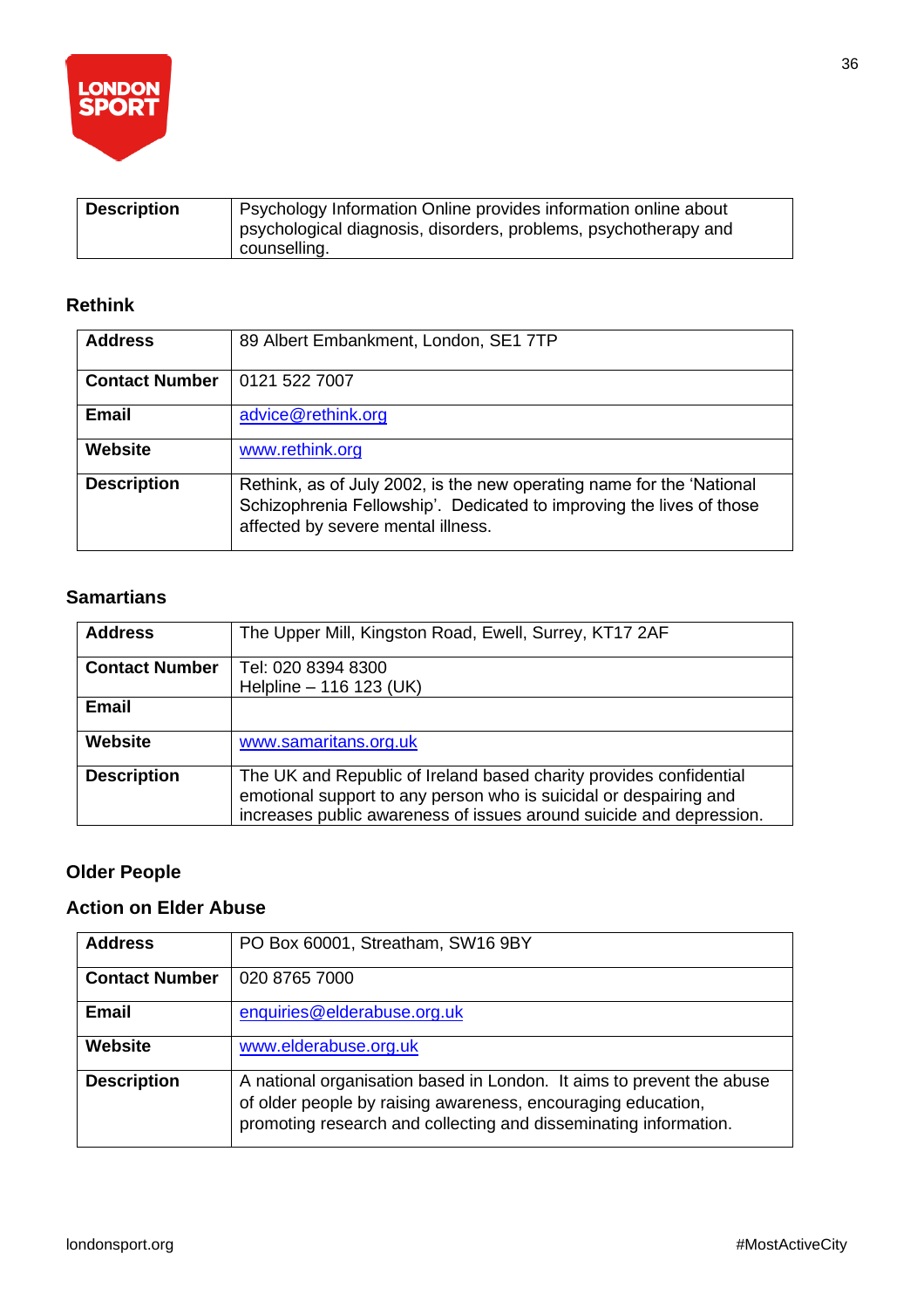| Description | Psychology Information Online provides information online about psychological diagnosis, disorders, problems, psychotherapy and counselling. |
|---|---|

### Rethink

| Address | 89 Albert Embankment, London, SE1 7TP |
|---|---|
| Contact Number | 0121 522 7007 |
| Email | advice@rethink.org |
| Website | www.rethink.org |
| Description | Rethink, as of July 2002, is the new operating name for the 'National Schizophrenia Fellowship'. Dedicated to improving the lives of those affected by severe mental illness. |

### Samaritans

| Address | The Upper Mill, Kingston Road, Ewell, Surrey, KT17 2AF |
|---|---|
| Contact Number | Tel: 020 8394 8300<br>Helpline – 116 123 (UK) |
| Email | |
| Website | www.samaritans.org.uk |
| Description | The UK and Republic of Ireland based charity provides confidential emotional support to any person who is suicidal or despairing and increases public awareness of issues around suicide and depression. |

## Older People

### Action on Elder Abuse

| Address | PO Box 60001, Streatham, SW16 9BY |
|---|---|
| Contact Number | 020 8765 7000 |
| Email | enquiries@elderabuse.org.uk |
| Website | www.elderabuse.org.uk |
| Description | A national organisation based in London. It aims to prevent the abuse of older people by raising awareness, encouraging education, promoting research and collecting and disseminating information. |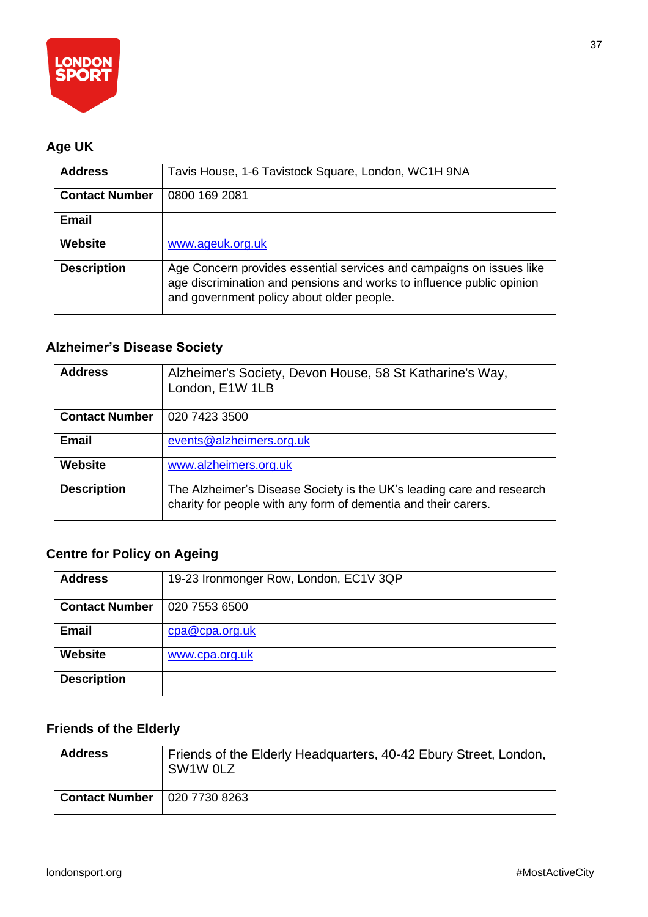### Age UK

| Address | Tavis House, 1-6 Tavistock Square, London, WC1H 9NA |
|---|---|
| Contact Number | 0800 169 2081 |
| Email | |
| Website | www.ageuk.org.uk |
| Description | Age Concern provides essential services and campaigns on issues like age discrimination and pensions and works to influence public opinion and government policy about older people. |

### Alzheimer's Disease Society

| Address | Alzheimer's Society, Devon House, 58 St Katharine's Way, London, E1W 1LB |
|---|---|
| Contact Number | 020 7423 3500 |
| Email | events@alzheimers.org.uk |
| Website | www.alzheimers.org.uk |
| Description | The Alzheimer's Disease Society is the UK's leading care and research charity for people with any form of dementia and their carers. |

### Centre for Policy on Ageing

| Address | 19-23 Ironmonger Row, London, EC1V 3QP |
|---|---|
| Contact Number | 020 7553 6500 |
| Email | cpa@cpa.org.uk |
| Website | www.cpa.org.uk |
| Description | |

### Friends of the Elderly

| Address | Friends of the Elderly Headquarters, 40-42 Ebury Street, London, SW1W 0LZ |
|---|---|
| Contact Number | 020 7730 8263 |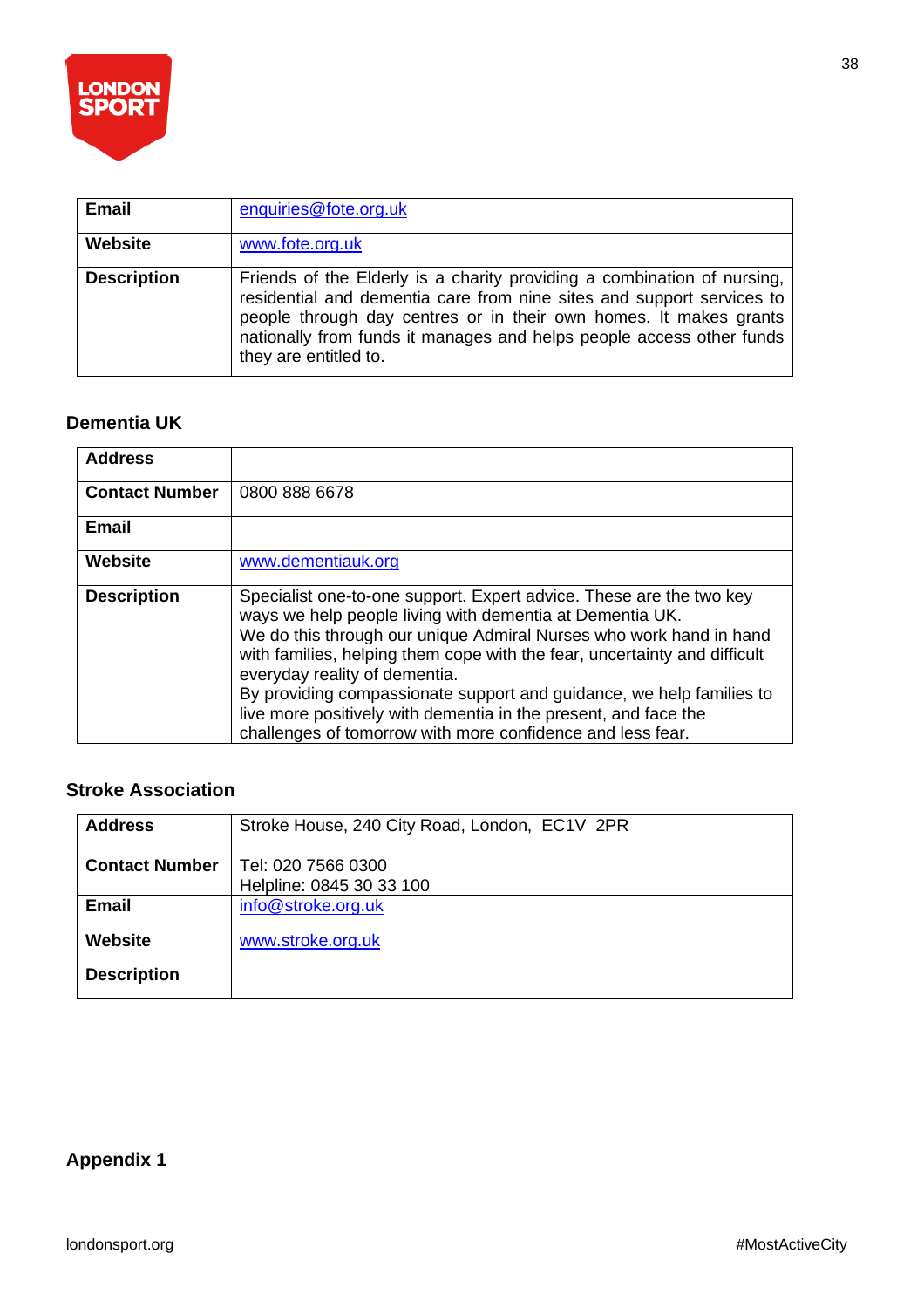| | |
|---|---|
| **Email** | enquiries@fote.org.uk |
| **Website** | www.fote.org.uk |
| **Description** | Friends of the Elderly is a charity providing a combination of nursing, residential and dementia care from nine sites and support services to people through day centres or in their own homes. It makes grants nationally from funds it manages and helps people access other funds they are entitled to. |

### Dementia UK

| | |
|---|---|
| **Address** | |
| **Contact Number** | 0800 888 6678 |
| **Email** | |
| **Website** | www.dementiauk.org |
| **Description** | Specialist one-to-one support. Expert advice. These are the two key ways we help people living with dementia at Dementia UK. We do this through our unique Admiral Nurses who work hand in hand with families, helping them cope with the fear, uncertainty and difficult everyday reality of dementia. By providing compassionate support and guidance, we help families to live more positively with dementia in the present, and face the challenges of tomorrow with more confidence and less fear. |

### Stroke Association

| | |
|---|---|
| **Address** | Stroke House, 240 City Road, London, EC1V 2PR |
| **Contact Number** | Tel: 020 7566 0300<br>Helpline: 0845 30 33 100 |
| **Email** | info@stroke.org.uk |
| **Website** | www.stroke.org.uk |
| **Description** | |

## Appendix 1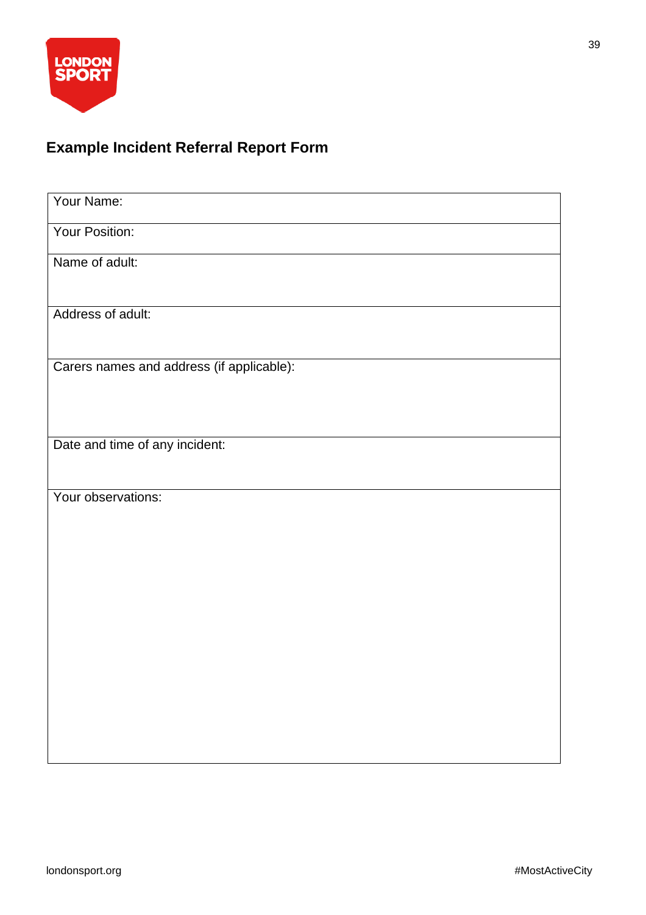## Example Incident Referral Report Form

| Your Name: |
|---|
| Your Position: |
| Name of adult: |
| Address of adult: |
| Carers names and address (if applicable): |
| Date and time of any incident: |
| Your observations: |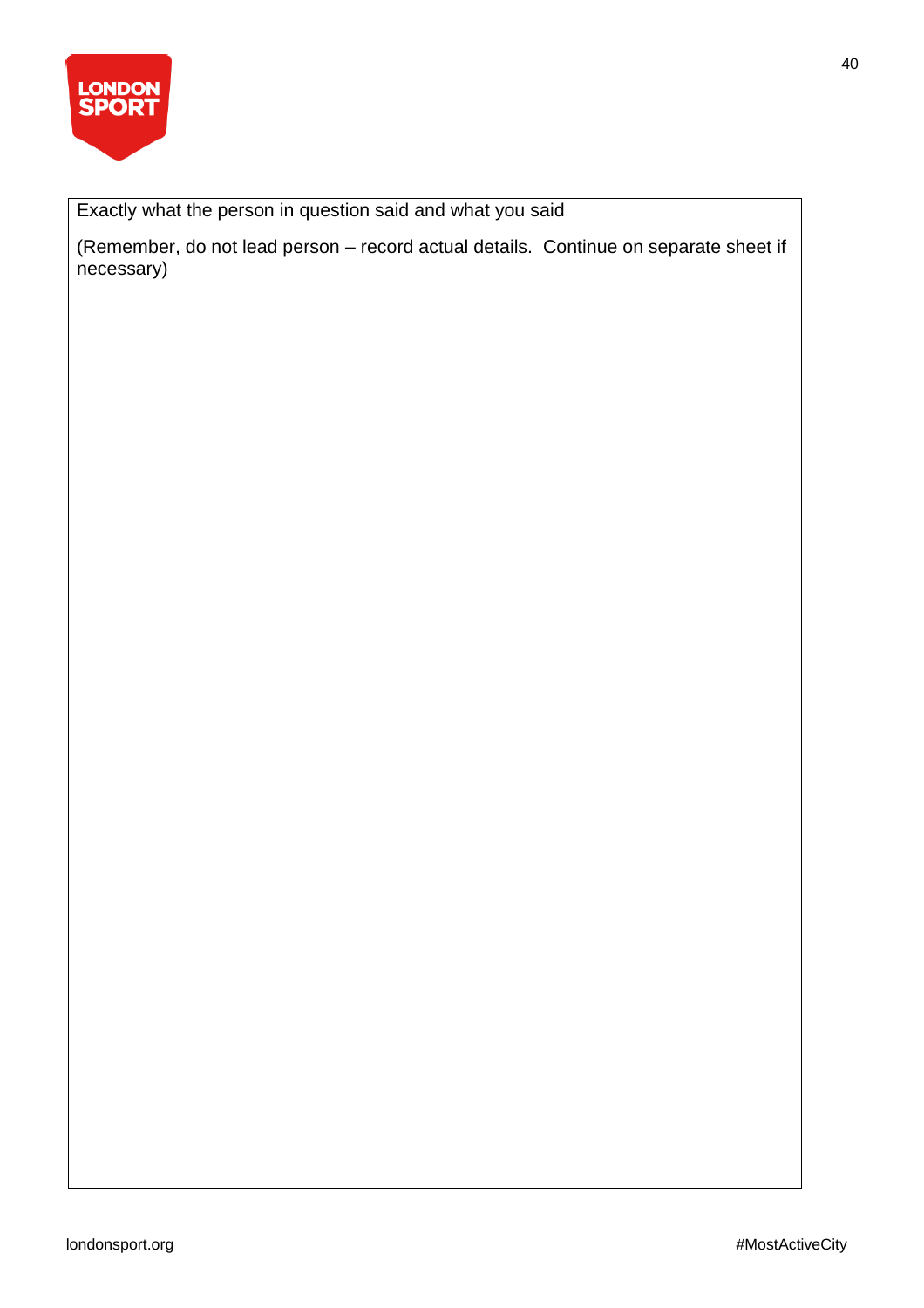| Exactly what the person in question said and what you said<br><br>(Remember, do not lead person – record actual details. Continue on separate sheet if necessary) |
| --- |
| |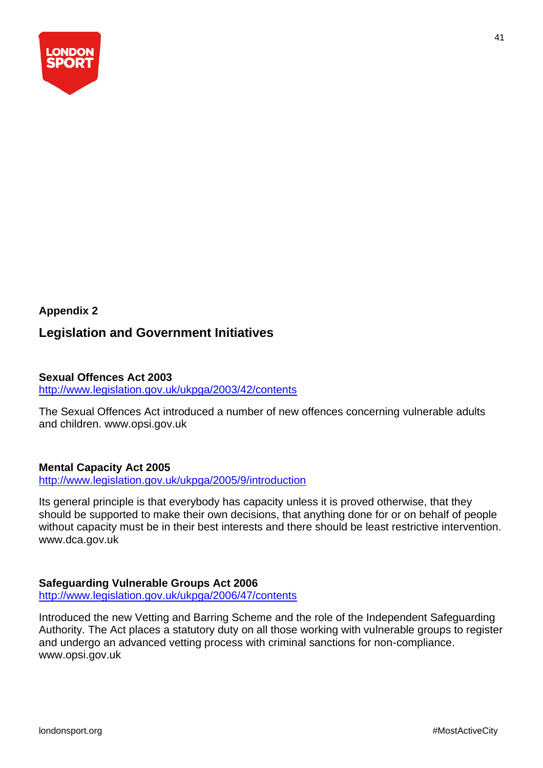## Appendix 2

# Legislation and Government Initiatives

**Sexual Offences Act 2003**
http://www.legislation.gov.uk/ukpga/2003/42/contents

The Sexual Offences Act introduced a number of new offences concerning vulnerable adults and children. www.opsi.gov.uk

**Mental Capacity Act 2005**
http://www.legislation.gov.uk/ukpga/2005/9/introduction

Its general principle is that everybody has capacity unless it is proved otherwise, that they should be supported to make their own decisions, that anything done for or on behalf of people without capacity must be in their best interests and there should be least restrictive intervention. www.dca.gov.uk

**Safeguarding Vulnerable Groups Act 2006**
http://www.legislation.gov.uk/ukpga/2006/47/contents

Introduced the new Vetting and Barring Scheme and the role of the Independent Safeguarding Authority. The Act places a statutory duty on all those working with vulnerable groups to register and undergo an advanced vetting process with criminal sanctions for non-compliance. www.opsi.gov.uk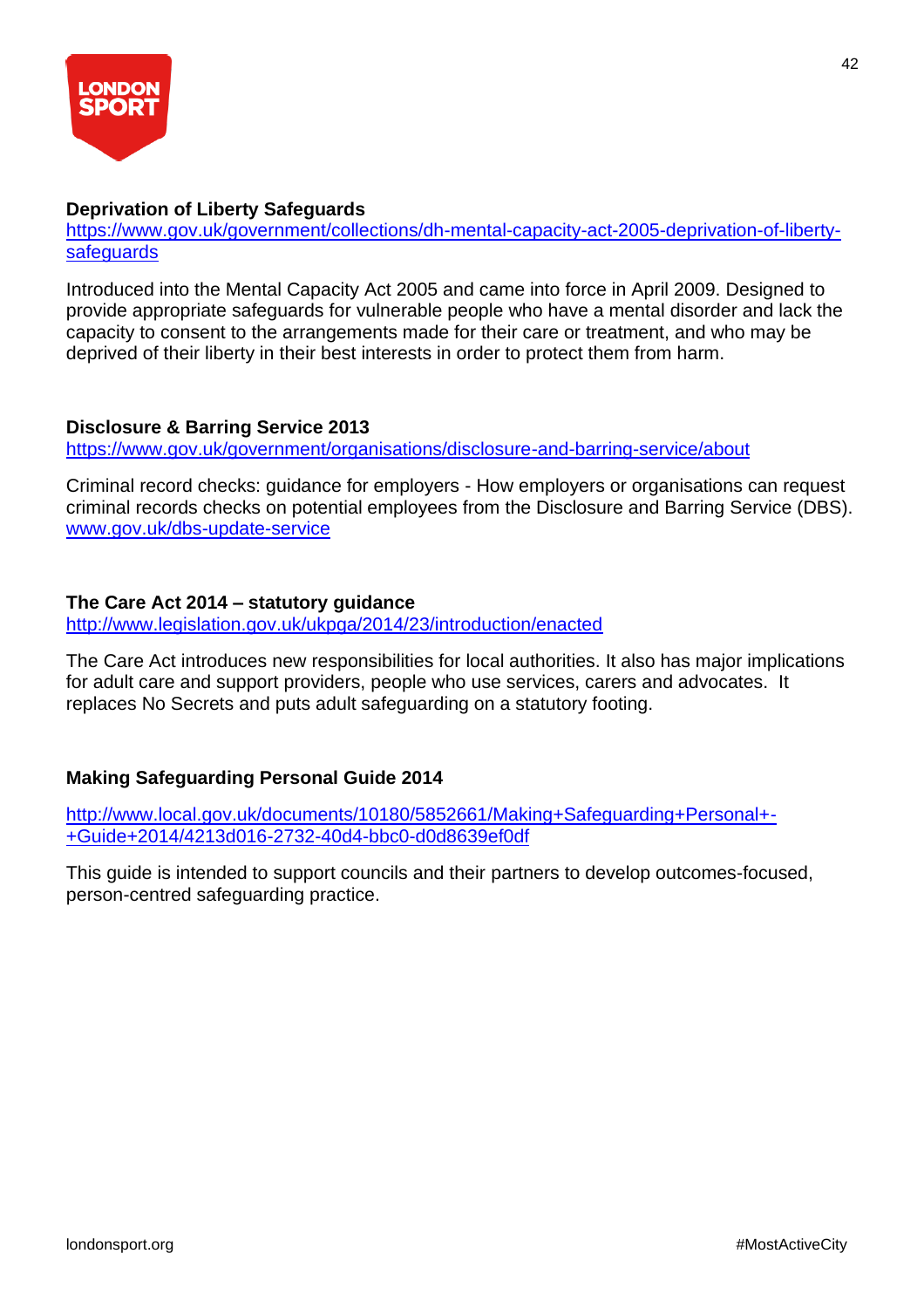**Deprivation of Liberty Safeguards**
https://www.gov.uk/government/collections/dh-mental-capacity-act-2005-deprivation-of-liberty-safeguards

Introduced into the Mental Capacity Act 2005 and came into force in April 2009. Designed to provide appropriate safeguards for vulnerable people who have a mental disorder and lack the capacity to consent to the arrangements made for their care or treatment, and who may be deprived of their liberty in their best interests in order to protect them from harm.

**Disclosure & Barring Service 2013**
https://www.gov.uk/government/organisations/disclosure-and-barring-service/about

Criminal record checks: guidance for employers - How employers or organisations can request criminal records checks on potential employees from the Disclosure and Barring Service (DBS). www.gov.uk/dbs-update-service

**The Care Act 2014 – statutory guidance**
http://www.legislation.gov.uk/ukpga/2014/23/introduction/enacted

The Care Act introduces new responsibilities for local authorities. It also has major implications for adult care and support providers, people who use services, carers and advocates. It replaces No Secrets and puts adult safeguarding on a statutory footing.

**Making Safeguarding Personal Guide 2014**

http://www.local.gov.uk/documents/10180/5852661/Making+Safeguarding+Personal+-+Guide+2014/4213d016-2732-40d4-bbc0-d0d8639ef0df

This guide is intended to support councils and their partners to develop outcomes-focused, person-centred safeguarding practice.